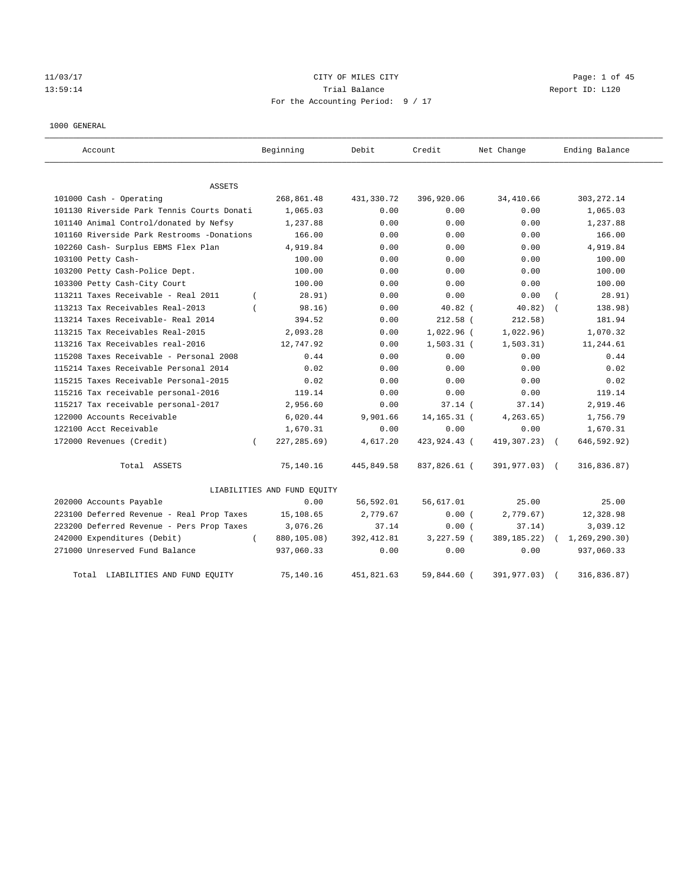CITY OF MILES CITY

Trial Balance

For the Accounting Period: 9 / 17

11/03/17 13:59:14 — Report ID: L120

1000 GENERAL

| Account | Beginning | Debit | Credit | Net Change | Ending Balance |
|---|---|---|---|---|---|
| **ASSETS** | | | | | |
| 101000 Cash - Operating | 268,861.48 | 431,330.72 | 396,920.06 | 34,410.66 | 303,272.14 |
| 101130 Riverside Park Tennis Courts Donati | 1,065.03 | 0.00 | 0.00 | 0.00 | 1,065.03 |
| 101140 Animal Control/donated by Nefsy | 1,237.88 | 0.00 | 0.00 | 0.00 | 1,237.88 |
| 101160 Riverside Park Restrooms -Donations | 166.00 | 0.00 | 0.00 | 0.00 | 166.00 |
| 102260 Cash- Surplus EBMS Flex Plan | 4,919.84 | 0.00 | 0.00 | 0.00 | 4,919.84 |
| 103100 Petty Cash- | 100.00 | 0.00 | 0.00 | 0.00 | 100.00 |
| 103200 Petty Cash-Police Dept. | 100.00 | 0.00 | 0.00 | 0.00 | 100.00 |
| 103300 Petty Cash-City Court | 100.00 | 0.00 | 0.00 | 0.00 | 100.00 |
| 113211 Taxes Receivable - Real 2011 | (28.91) | 0.00 | 0.00 | 0.00 | (28.91) |
| 113213 Tax Receivables Real-2013 | (98.16) | 0.00 | 40.82 | (40.82) | (138.98) |
| 113214 Taxes Receivable- Real 2014 | 394.52 | 0.00 | 212.58 | (212.58) | 181.94 |
| 113215 Tax Receivables Real-2015 | 2,093.28 | 0.00 | 1,022.96 | (1,022.96) | 1,070.32 |
| 113216 Tax Receivables real-2016 | 12,747.92 | 0.00 | 1,503.31 | (1,503.31) | 11,244.61 |
| 115208 Taxes Receivable - Personal 2008 | 0.44 | 0.00 | 0.00 | 0.00 | 0.44 |
| 115214 Taxes Receivable Personal 2014 | 0.02 | 0.00 | 0.00 | 0.00 | 0.02 |
| 115215 Taxes Receivable Personal-2015 | 0.02 | 0.00 | 0.00 | 0.00 | 0.02 |
| 115216 Tax receivable personal-2016 | 119.14 | 0.00 | 0.00 | 0.00 | 119.14 |
| 115217 Tax receivable personal-2017 | 2,956.60 | 0.00 | 37.14 | (37.14) | 2,919.46 |
| 122000 Accounts Receivable | 6,020.44 | 9,901.66 | 14,165.31 | (4,263.65) | 1,756.79 |
| 122100 Acct Receivable | 1,670.31 | 0.00 | 0.00 | 0.00 | 1,670.31 |
| 172000 Revenues (Credit) | (227,285.69) | 4,617.20 | 423,924.43 | (419,307.23) | (646,592.92) |
| Total ASSETS | 75,140.16 | 445,849.58 | 837,826.61 | (391,977.03) | (316,836.87) |
| **LIABILITIES AND FUND EQUITY** | | | | | |
| 202000 Accounts Payable | 0.00 | 56,592.01 | 56,617.01 | 25.00 | 25.00 |
| 223100 Deferred Revenue - Real Prop Taxes | 15,108.65 | 2,779.67 | 0.00 | (2,779.67) | 12,328.98 |
| 223200 Deferred Revenue - Pers Prop Taxes | 3,076.26 | 37.14 | 0.00 | (37.14) | 3,039.12 |
| 242000 Expenditures (Debit) | (880,105.08) | 392,412.81 | 3,227.59 | (389,185.22) | (1,269,290.30) |
| 271000 Unreserved Fund Balance | 937,060.33 | 0.00 | 0.00 | 0.00 | 937,060.33 |
| Total LIABILITIES AND FUND EQUITY | 75,140.16 | 451,821.63 | 59,844.60 | (391,977.03) | (316,836.87) |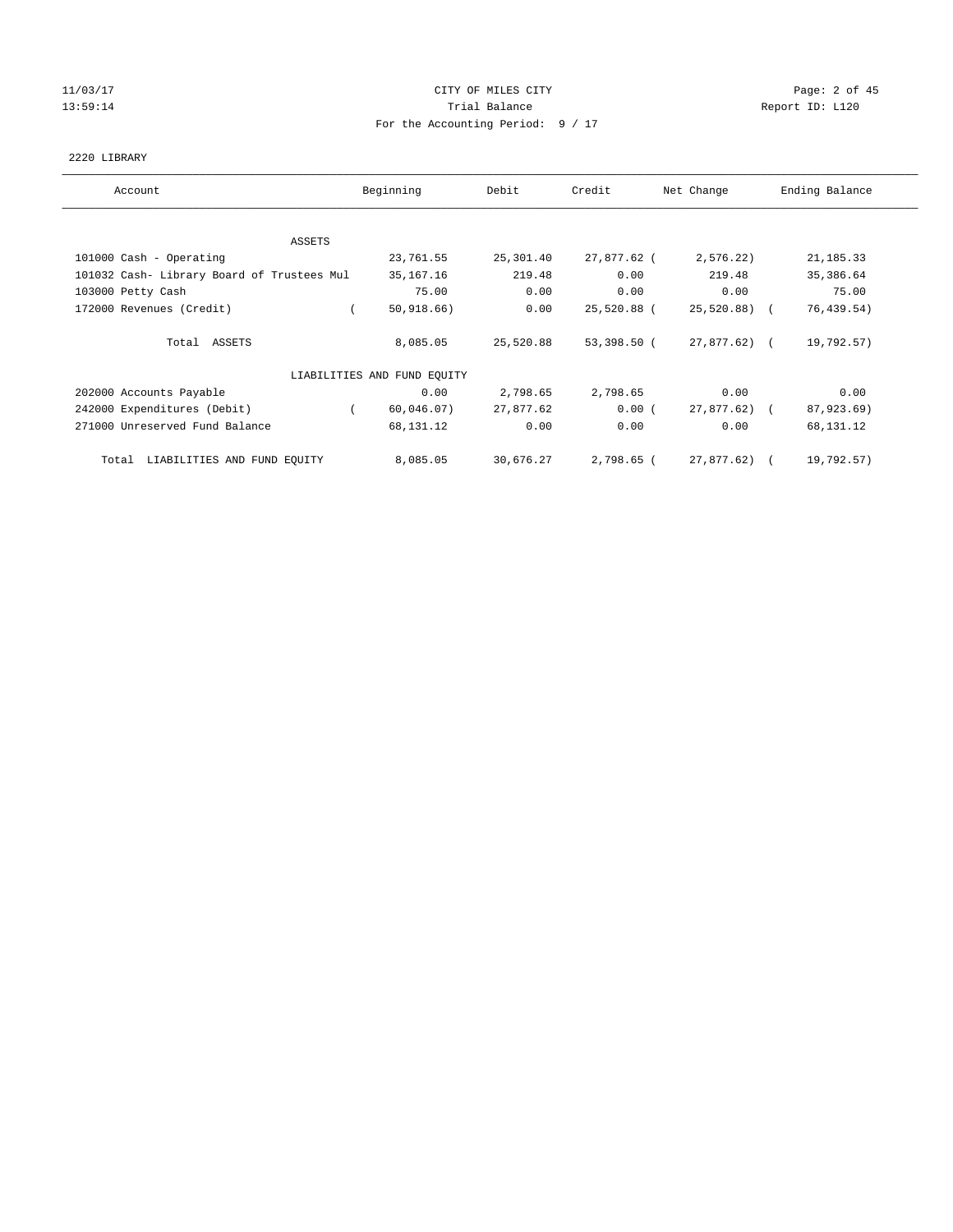11/03/17 CITY OF MILES CITY
13:59:14 Trial Balance Report ID: L120
For the Accounting Period: 9 / 17

2220 LIBRARY

| Account | Beginning | Debit | Credit | Net Change | Ending Balance |
|---|---|---|---|---|---|
| ASSETS | | | | | |
| 101000 Cash - Operating | 23,761.55 | 25,301.40 | 27,877.62 | ( 2,576.22) | 21,185.33 |
| 101032 Cash- Library Board of Trustees Mul | 35,167.16 | 219.48 | 0.00 | 219.48 | 35,386.64 |
| 103000 Petty Cash | 75.00 | 0.00 | 0.00 | 0.00 | 75.00 |
| 172000 Revenues (Credit) | ( 50,918.66) | 0.00 | 25,520.88 | ( 25,520.88) | ( 76,439.54) |
| Total ASSETS | 8,085.05 | 25,520.88 | 53,398.50 | ( 27,877.62) | ( 19,792.57) |
| LIABILITIES AND FUND EQUITY | | | | | |
| 202000 Accounts Payable | 0.00 | 2,798.65 | 2,798.65 | 0.00 | 0.00 |
| 242000 Expenditures (Debit) | ( 60,046.07) | 27,877.62 | 0.00 | ( 27,877.62) | ( 87,923.69) |
| 271000 Unreserved Fund Balance | 68,131.12 | 0.00 | 0.00 | 0.00 | 68,131.12 |
| Total LIABILITIES AND FUND EQUITY | 8,085.05 | 30,676.27 | 2,798.65 | ( 27,877.62) | ( 19,792.57) |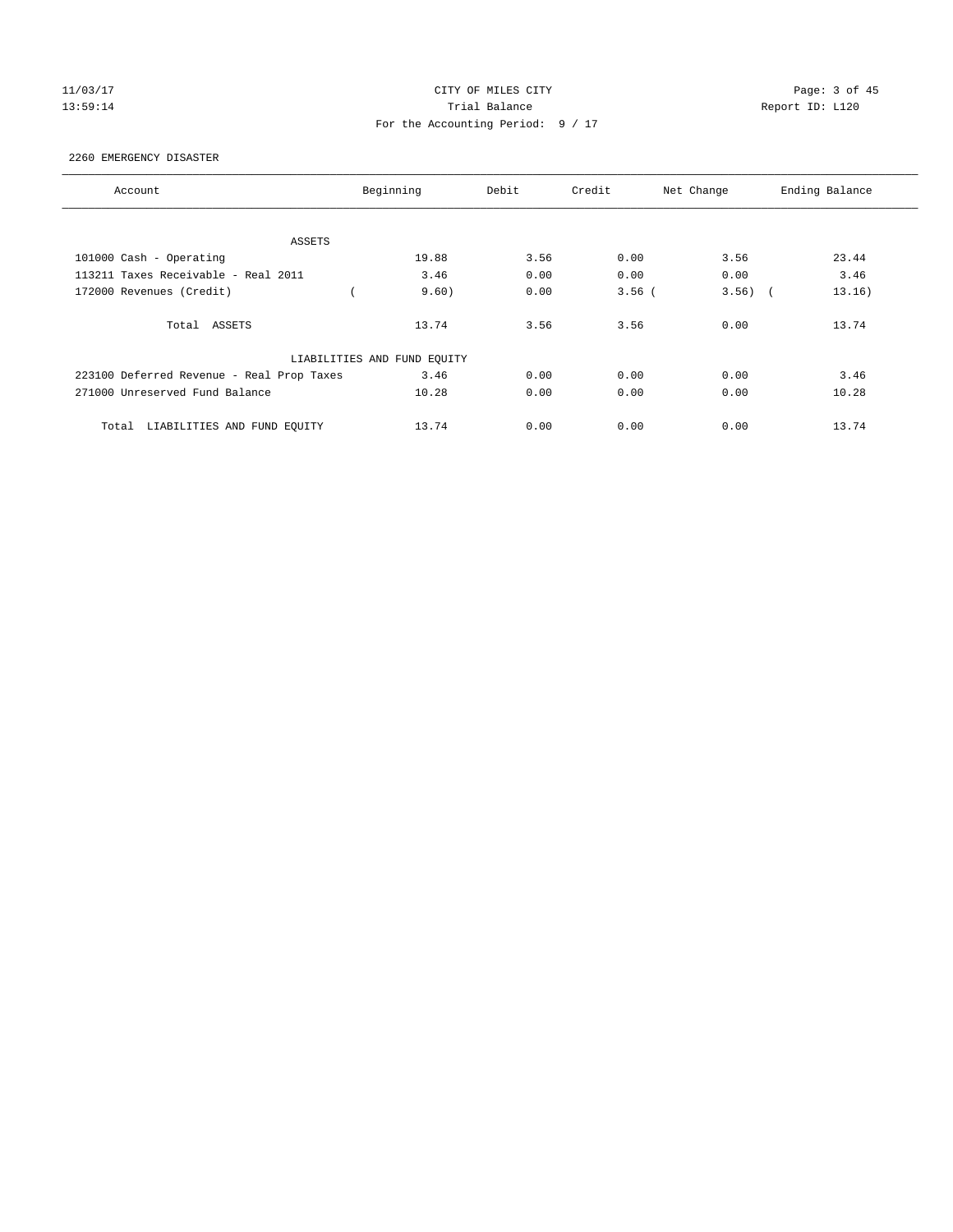CITY OF MILES CITY

Trial Balance

For the Accounting Period: 9 / 17

11/03/17
13:59:14

Report ID: L120

2260 EMERGENCY DISASTER

| Account | Beginning | Debit | Credit | Net Change | Ending Balance |
|---|---|---|---|---|---|
| ASSETS | | | | | |
| 101000 Cash - Operating | 19.88 | 3.56 | 0.00 | 3.56 | 23.44 |
| 113211 Taxes Receivable - Real 2011 | 3.46 | 0.00 | 0.00 | 0.00 | 3.46 |
| 172000 Revenues (Credit) | ( 9.60) | 0.00 | 3.56 | ( 3.56) | ( 13.16) |
| Total ASSETS | 13.74 | 3.56 | 3.56 | 0.00 | 13.74 |
| LIABILITIES AND FUND EQUITY | | | | | |
| 223100 Deferred Revenue - Real Prop Taxes | 3.46 | 0.00 | 0.00 | 0.00 | 3.46 |
| 271000 Unreserved Fund Balance | 10.28 | 0.00 | 0.00 | 0.00 | 10.28 |
| Total LIABILITIES AND FUND EQUITY | 13.74 | 0.00 | 0.00 | 0.00 | 13.74 |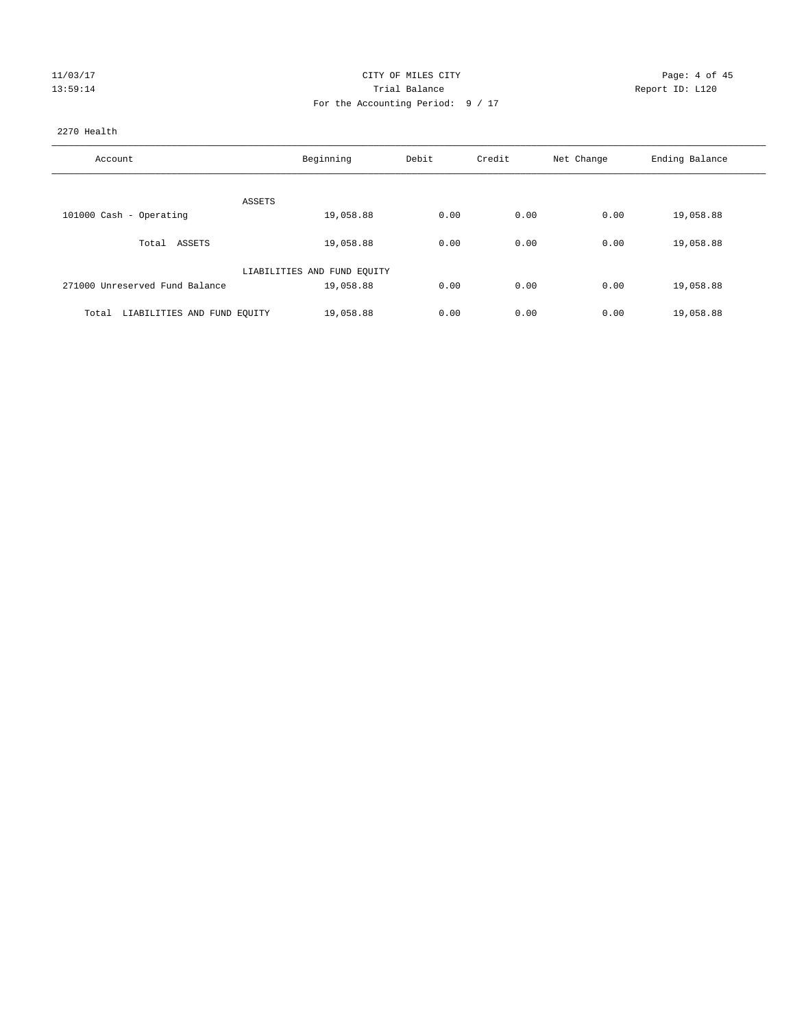11/03/17 CITY OF MILES CITY
13:59:14 Trial Balance Report ID: L120
For the Accounting Period: 9 / 17

2270 Health

| Account | Beginning | Debit | Credit | Net Change | Ending Balance |
|---|---|---|---|---|---|
| ASSETS | | | | | |
| 101000 Cash - Operating | 19,058.88 | 0.00 | 0.00 | 0.00 | 19,058.88 |
| Total ASSETS | 19,058.88 | 0.00 | 0.00 | 0.00 | 19,058.88 |
| LIABILITIES AND FUND EQUITY | | | | | |
| 271000 Unreserved Fund Balance | 19,058.88 | 0.00 | 0.00 | 0.00 | 19,058.88 |
| Total LIABILITIES AND FUND EQUITY | 19,058.88 | 0.00 | 0.00 | 0.00 | 19,058.88 |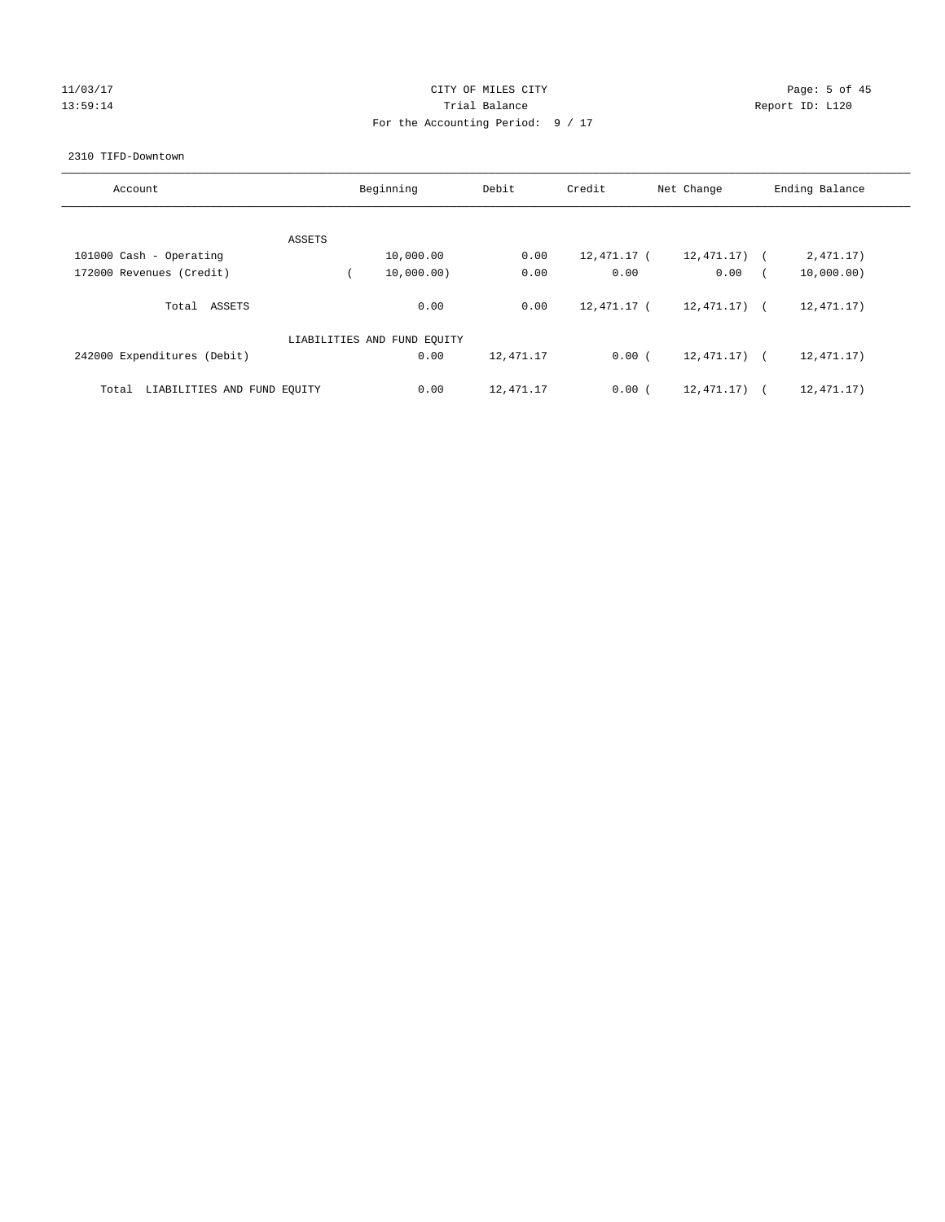CITY OF MILES CITY

Trial Balance

For the Accounting Period: 9 / 17

11/03/17
13:59:14

Report ID: L120

2310 TIFD-Downtown

| Account | Beginning | Debit | Credit | Net Change | Ending Balance |
|---|---|---|---|---|---|
| ASSETS | | | | | |
| 101000 Cash - Operating | 10,000.00 | 0.00 | 12,471.17 | ( 12,471.17) | ( 2,471.17) |
| 172000 Revenues (Credit) | ( 10,000.00) | 0.00 | 0.00 | 0.00 | ( 10,000.00) |
| Total ASSETS | 0.00 | 0.00 | 12,471.17 | ( 12,471.17) | ( 12,471.17) |
| LIABILITIES AND FUND EQUITY | | | | | |
| 242000 Expenditures (Debit) | 0.00 | 12,471.17 | 0.00 | ( 12,471.17) | ( 12,471.17) |
| Total LIABILITIES AND FUND EQUITY | 0.00 | 12,471.17 | 0.00 | ( 12,471.17) | ( 12,471.17) |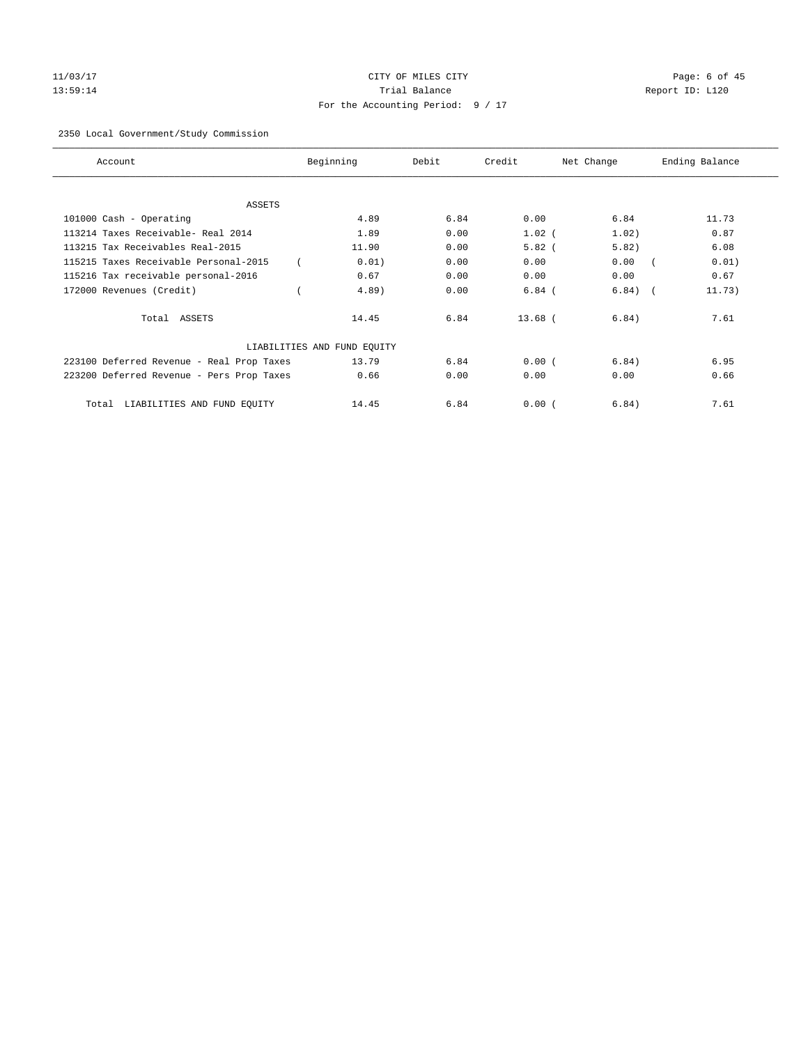CITY OF MILES CITY

Trial Balance

For the Accounting Period: 9 / 17

11/03/17
13:59:14

Report ID: L120

2350 Local Government/Study Commission

| Account | Beginning | Debit | Credit | Net Change | Ending Balance |
|---|---|---|---|---|---|
| ASSETS | | | | | |
| 101000 Cash - Operating | 4.89 | 6.84 | 0.00 | 6.84 | 11.73 |
| 113214 Taxes Receivable- Real 2014 | 1.89 | 0.00 | 1.02 | ( 1.02) | 0.87 |
| 113215 Tax Receivables Real-2015 | 11.90 | 0.00 | 5.82 | ( 5.82) | 6.08 |
| 115215 Taxes Receivable Personal-2015 | ( 0.01) | 0.00 | 0.00 | 0.00 | ( 0.01) |
| 115216 Tax receivable personal-2016 | 0.67 | 0.00 | 0.00 | 0.00 | 0.67 |
| 172000 Revenues (Credit) | ( 4.89) | 0.00 | 6.84 | ( 6.84) | ( 11.73) |
| Total ASSETS | 14.45 | 6.84 | 13.68 | ( 6.84) | 7.61 |
| LIABILITIES AND FUND EQUITY | | | | | |
| 223100 Deferred Revenue - Real Prop Taxes | 13.79 | 6.84 | 0.00 | ( 6.84) | 6.95 |
| 223200 Deferred Revenue - Pers Prop Taxes | 0.66 | 0.00 | 0.00 | 0.00 | 0.66 |
| Total LIABILITIES AND FUND EQUITY | 14.45 | 6.84 | 0.00 | ( 6.84) | 7.61 |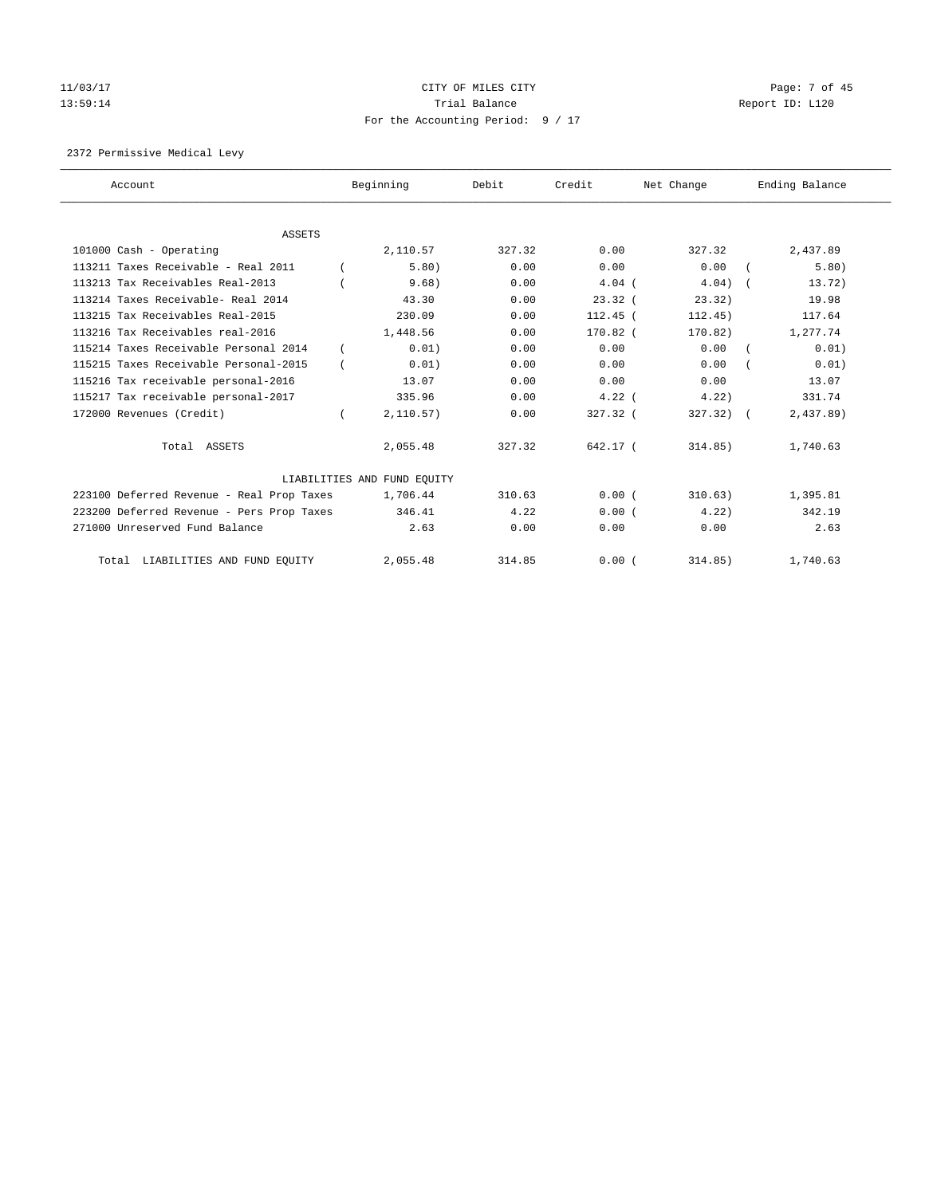CITY OF MILES CITY

Trial Balance

For the Accounting Period: 9 / 17

11/03/17 13:59:14

Report ID: L120

2372 Permissive Medical Levy

| Account | Beginning | Debit | Credit | Net Change | Ending Balance |
|---|---|---|---|---|---|
| ASSETS | | | | | |
| 101000 Cash - Operating | 2,110.57 | 327.32 | 0.00 | 327.32 | 2,437.89 |
| 113211 Taxes Receivable - Real 2011 | ( 5.80) | 0.00 | 0.00 | 0.00 | ( 5.80) |
| 113213 Tax Receivables Real-2013 | ( 9.68) | 0.00 | 4.04 | ( 4.04) | ( 13.72) |
| 113214 Taxes Receivable- Real 2014 | 43.30 | 0.00 | 23.32 | ( 23.32) | 19.98 |
| 113215 Tax Receivables Real-2015 | 230.09 | 0.00 | 112.45 | ( 112.45) | 117.64 |
| 113216 Tax Receivables real-2016 | 1,448.56 | 0.00 | 170.82 | ( 170.82) | 1,277.74 |
| 115214 Taxes Receivable Personal 2014 | ( 0.01) | 0.00 | 0.00 | 0.00 | ( 0.01) |
| 115215 Taxes Receivable Personal-2015 | ( 0.01) | 0.00 | 0.00 | 0.00 | ( 0.01) |
| 115216 Tax receivable personal-2016 | 13.07 | 0.00 | 0.00 | 0.00 | 13.07 |
| 115217 Tax receivable personal-2017 | 335.96 | 0.00 | 4.22 | ( 4.22) | 331.74 |
| 172000 Revenues (Credit) | ( 2,110.57) | 0.00 | 327.32 | ( 327.32) | ( 2,437.89) |
| Total ASSETS | 2,055.48 | 327.32 | 642.17 | ( 314.85) | 1,740.63 |
| LIABILITIES AND FUND EQUITY | | | | | |
| 223100 Deferred Revenue - Real Prop Taxes | 1,706.44 | 310.63 | 0.00 | ( 310.63) | 1,395.81 |
| 223200 Deferred Revenue - Pers Prop Taxes | 346.41 | 4.22 | 0.00 | ( 4.22) | 342.19 |
| 271000 Unreserved Fund Balance | 2.63 | 0.00 | 0.00 | 0.00 | 2.63 |
| Total LIABILITIES AND FUND EQUITY | 2,055.48 | 314.85 | 0.00 | ( 314.85) | 1,740.63 |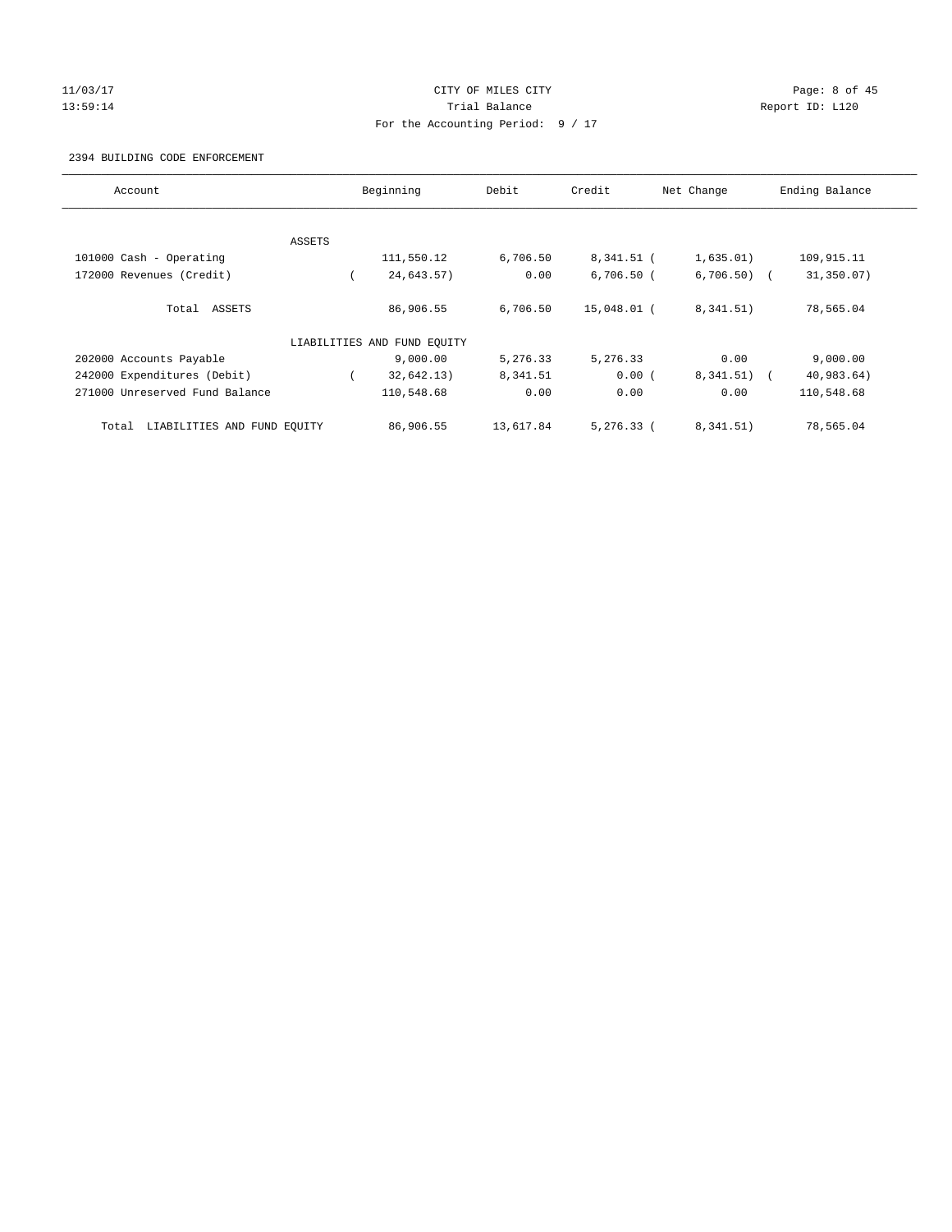CITY OF MILES CITY

Trial Balance

For the Accounting Period: 9 / 17

11/03/17 13:59:14 Report ID: L120

2394 BUILDING CODE ENFORCEMENT

| Account | Beginning | Debit | Credit | Net Change | Ending Balance |
|---|---|---|---|---|---|
| ASSETS | | | | | |
| 101000 Cash - Operating | 111,550.12 | 6,706.50 | 8,341.51 | ( 1,635.01) | 109,915.11 |
| 172000 Revenues (Credit) | ( 24,643.57) | 0.00 | 6,706.50 | ( 6,706.50) | ( 31,350.07) |
| Total ASSETS | 86,906.55 | 6,706.50 | 15,048.01 | ( 8,341.51) | 78,565.04 |
| LIABILITIES AND FUND EQUITY | | | | | |
| 202000 Accounts Payable | 9,000.00 | 5,276.33 | 5,276.33 | 0.00 | 9,000.00 |
| 242000 Expenditures (Debit) | ( 32,642.13) | 8,341.51 | 0.00 | ( 8,341.51) | ( 40,983.64) |
| 271000 Unreserved Fund Balance | 110,548.68 | 0.00 | 0.00 | 0.00 | 110,548.68 |
| Total LIABILITIES AND FUND EQUITY | 86,906.55 | 13,617.84 | 5,276.33 | ( 8,341.51) | 78,565.04 |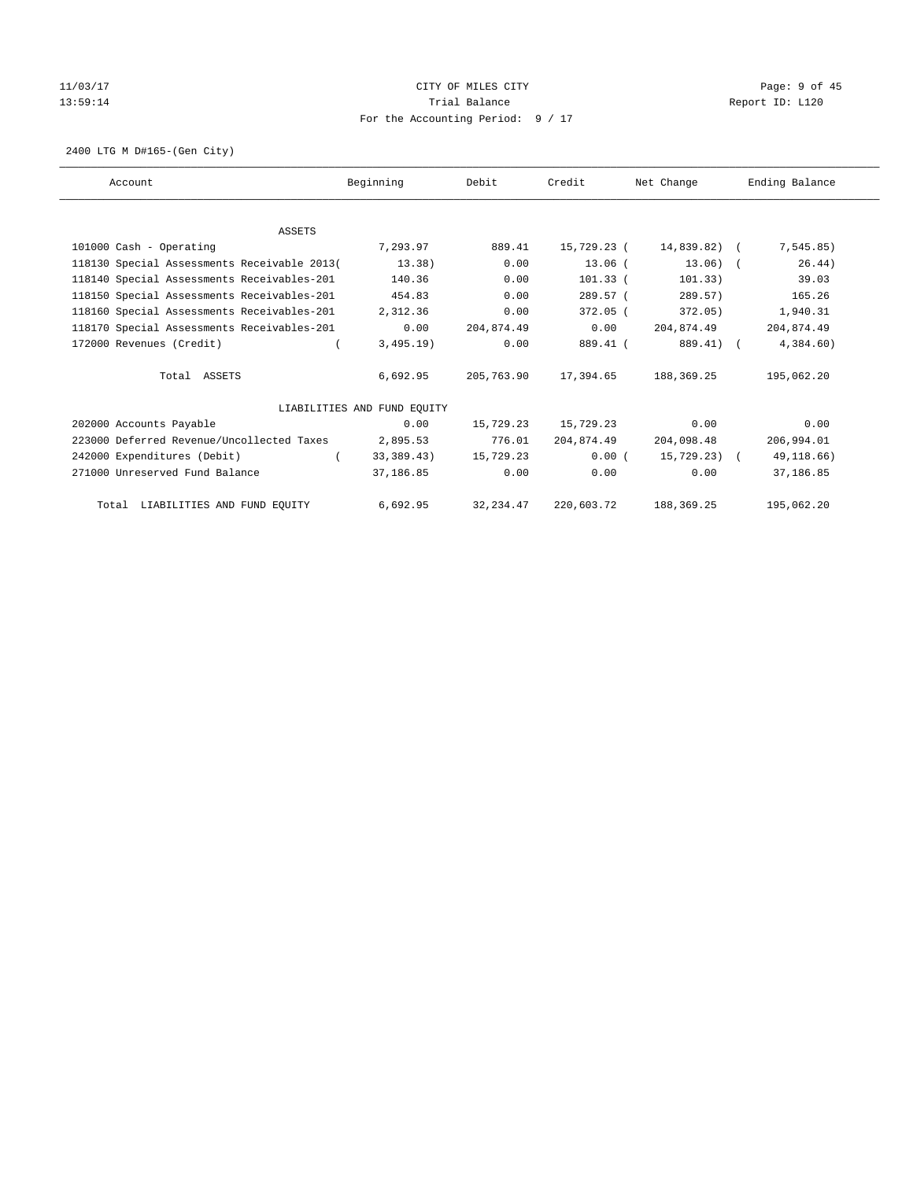CITY OF MILES CITY
Trial Balance
For the Accounting Period: 9 / 17

11/03/17
13:59:14

Report ID: L120

2400 LTG M D#165-(Gen City)

| Account | Beginning | Debit | Credit | Net Change | Ending Balance |
|---|---|---|---|---|---|
| ASSETS | | | | | |
| 101000 Cash - Operating | 7,293.97 | 889.41 | 15,729.23 | ( 14,839.82) | ( 7,545.85) |
| 118130 Special Assessments Receivable 2013( | 13.38) | 0.00 | 13.06 | ( 13.06) | ( 26.44) |
| 118140 Special Assessments Receivables-201 | 140.36 | 0.00 | 101.33 | ( 101.33) | 39.03 |
| 118150 Special Assessments Receivables-201 | 454.83 | 0.00 | 289.57 | ( 289.57) | 165.26 |
| 118160 Special Assessments Receivables-201 | 2,312.36 | 0.00 | 372.05 | ( 372.05) | 1,940.31 |
| 118170 Special Assessments Receivables-201 | 0.00 | 204,874.49 | 0.00 | 204,874.49 | 204,874.49 |
| 172000 Revenues (Credit) | ( 3,495.19) | 0.00 | 889.41 | ( 889.41) | ( 4,384.60) |
| Total ASSETS | 6,692.95 | 205,763.90 | 17,394.65 | 188,369.25 | 195,062.20 |
| LIABILITIES AND FUND EQUITY | | | | | |
| 202000 Accounts Payable | 0.00 | 15,729.23 | 15,729.23 | 0.00 | 0.00 |
| 223000 Deferred Revenue/Uncollected Taxes | 2,895.53 | 776.01 | 204,874.49 | 204,098.48 | 206,994.01 |
| 242000 Expenditures (Debit) | ( 33,389.43) | 15,729.23 | 0.00 | ( 15,729.23) | ( 49,118.66) |
| 271000 Unreserved Fund Balance | 37,186.85 | 0.00 | 0.00 | 0.00 | 37,186.85 |
| Total LIABILITIES AND FUND EQUITY | 6,692.95 | 32,234.47 | 220,603.72 | 188,369.25 | 195,062.20 |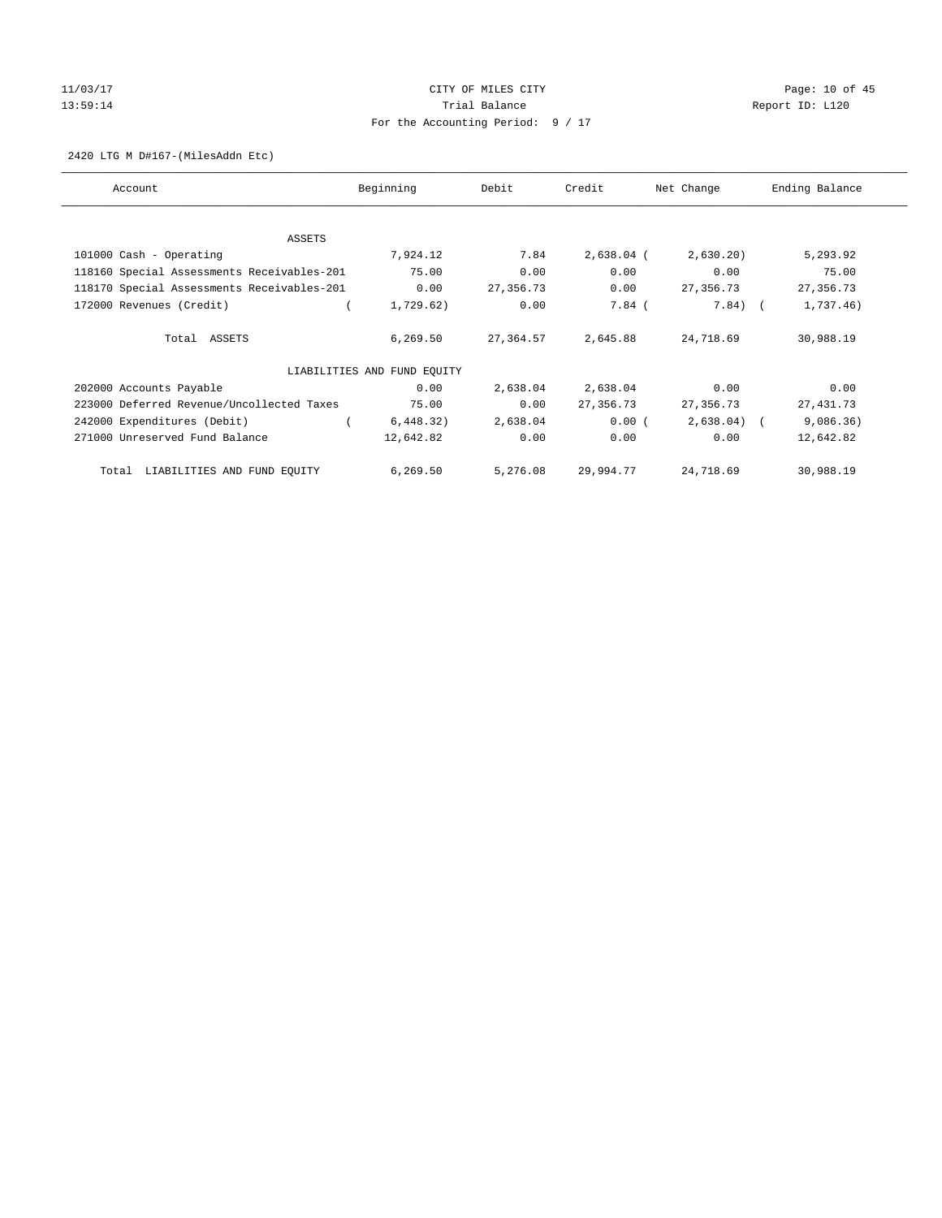11/03/17 CITY OF MILES CITY
13:59:14 Trial Balance Report ID: L120
For the Accounting Period: 9 / 17

2420 LTG M D#167-(MilesAddn Etc)

| Account | Beginning | Debit | Credit | Net Change | Ending Balance |
|---|---|---|---|---|---|
| ASSETS | | | | | |
| 101000 Cash - Operating | 7,924.12 | 7.84 | 2,638.04 | (2,630.20) | 5,293.92 |
| 118160 Special Assessments Receivables-201 | 75.00 | 0.00 | 0.00 | 0.00 | 75.00 |
| 118170 Special Assessments Receivables-201 | 0.00 | 27,356.73 | 0.00 | 27,356.73 | 27,356.73 |
| 172000 Revenues (Credit) | (1,729.62) | 0.00 | 7.84 | (7.84) | (1,737.46) |
| Total ASSETS | 6,269.50 | 27,364.57 | 2,645.88 | 24,718.69 | 30,988.19 |
| LIABILITIES AND FUND EQUITY | | | | | |
| 202000 Accounts Payable | 0.00 | 2,638.04 | 2,638.04 | 0.00 | 0.00 |
| 223000 Deferred Revenue/Uncollected Taxes | 75.00 | 0.00 | 27,356.73 | 27,356.73 | 27,431.73 |
| 242000 Expenditures (Debit) | (6,448.32) | 2,638.04 | 0.00 | (2,638.04) | (9,086.36) |
| 271000 Unreserved Fund Balance | 12,642.82 | 0.00 | 0.00 | 0.00 | 12,642.82 |
| Total LIABILITIES AND FUND EQUITY | 6,269.50 | 5,276.08 | 29,994.77 | 24,718.69 | 30,988.19 |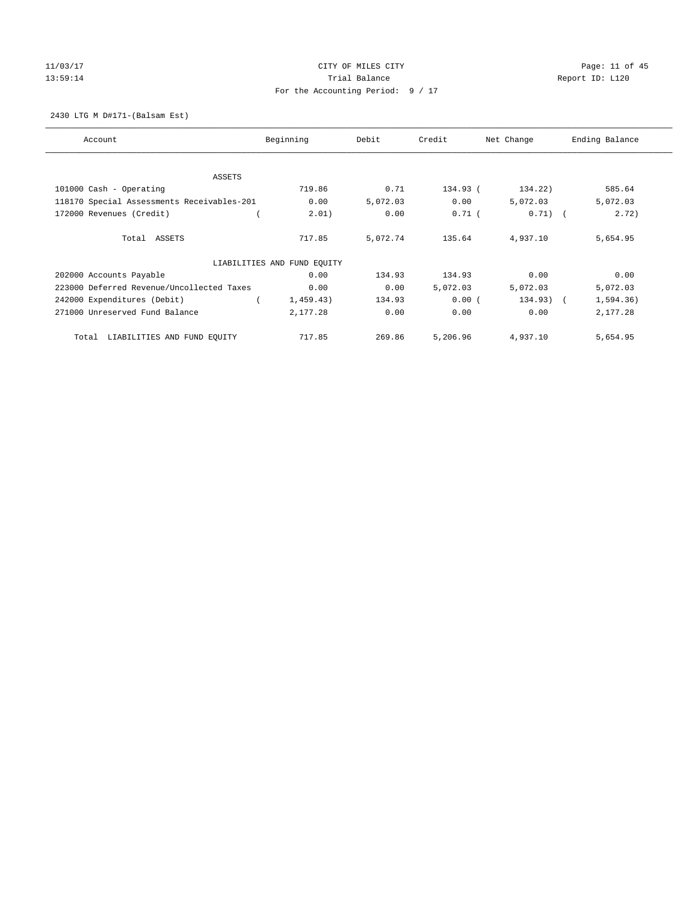CITY OF MILES CITY

Trial Balance

For the Accounting Period: 9 / 17

11/03/17 13:59:14 — Report ID: L120

2430 LTG M D#171-(Balsam Est)

| Account | Beginning | Debit | Credit | Net Change | Ending Balance |
|---|---|---|---|---|---|
| **ASSETS** | | | | | |
| 101000 Cash - Operating | 719.86 | 0.71 | 134.93 | ( 134.22) | 585.64 |
| 118170 Special Assessments Receivables-201 | 0.00 | 5,072.03 | 0.00 | 5,072.03 | 5,072.03 |
| 172000 Revenues (Credit) | ( 2.01) | 0.00 | 0.71 | ( 0.71) | ( 2.72) |
| Total ASSETS | 717.85 | 5,072.74 | 135.64 | 4,937.10 | 5,654.95 |
| **LIABILITIES AND FUND EQUITY** | | | | | |
| 202000 Accounts Payable | 0.00 | 134.93 | 134.93 | 0.00 | 0.00 |
| 223000 Deferred Revenue/Uncollected Taxes | 0.00 | 0.00 | 5,072.03 | 5,072.03 | 5,072.03 |
| 242000 Expenditures (Debit) | ( 1,459.43) | 134.93 | 0.00 | ( 134.93) | ( 1,594.36) |
| 271000 Unreserved Fund Balance | 2,177.28 | 0.00 | 0.00 | 0.00 | 2,177.28 |
| Total LIABILITIES AND FUND EQUITY | 717.85 | 269.86 | 5,206.96 | 4,937.10 | 5,654.95 |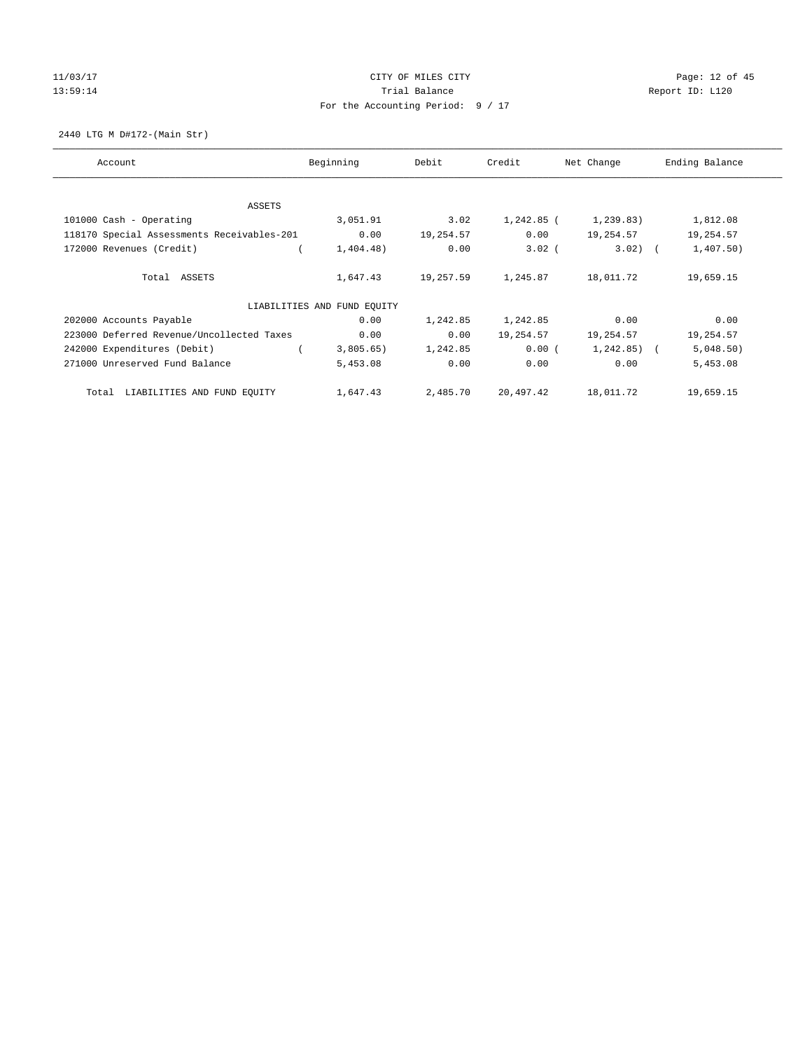11/03/17 CITY OF MILES CITY
13:59:14 Trial Balance Report ID: L120
For the Accounting Period: 9 / 17

2440 LTG M D#172-(Main Str)

| Account | Beginning | Debit | Credit | Net Change | Ending Balance |
|---|---|---|---|---|---|
| ASSETS | | | | | |
| 101000 Cash - Operating | 3,051.91 | 3.02 | 1,242.85 | ( 1,239.83) | 1,812.08 |
| 118170 Special Assessments Receivables-201 | 0.00 | 19,254.57 | 0.00 | 19,254.57 | 19,254.57 |
| 172000 Revenues (Credit) | ( 1,404.48) | 0.00 | 3.02 | ( 3.02) | ( 1,407.50) |
| Total ASSETS | 1,647.43 | 19,257.59 | 1,245.87 | 18,011.72 | 19,659.15 |
| LIABILITIES AND FUND EQUITY | | | | | |
| 202000 Accounts Payable | 0.00 | 1,242.85 | 1,242.85 | 0.00 | 0.00 |
| 223000 Deferred Revenue/Uncollected Taxes | 0.00 | 0.00 | 19,254.57 | 19,254.57 | 19,254.57 |
| 242000 Expenditures (Debit) | ( 3,805.65) | 1,242.85 | 0.00 | ( 1,242.85) | ( 5,048.50) |
| 271000 Unreserved Fund Balance | 5,453.08 | 0.00 | 0.00 | 0.00 | 5,453.08 |
| Total LIABILITIES AND FUND EQUITY | 1,647.43 | 2,485.70 | 20,497.42 | 18,011.72 | 19,659.15 |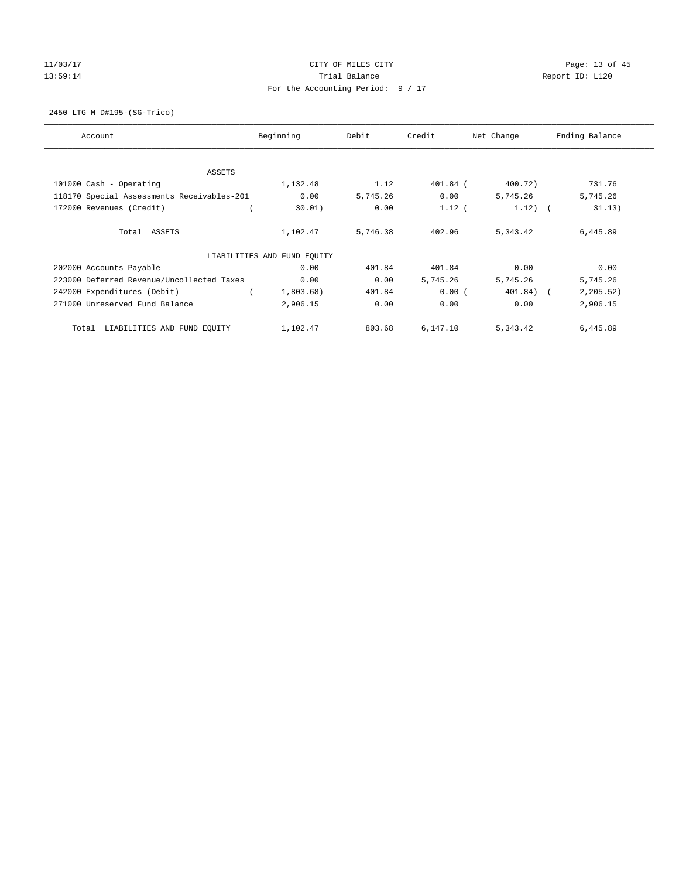CITY OF MILES CITY

Trial Balance

For the Accounting Period: 9 / 17

11/03/17 13:59:14 Report ID: L120

2450 LTG M D#195-(SG-Trico)

| Account | Beginning | Debit | Credit | Net Change | Ending Balance |
|---|---|---|---|---|---|
| ASSETS | | | | | |
| 101000 Cash - Operating | 1,132.48 | 1.12 | 401.84 | ( 400.72) | 731.76 |
| 118170 Special Assessments Receivables-201 | 0.00 | 5,745.26 | 0.00 | 5,745.26 | 5,745.26 |
| 172000 Revenues (Credit) | ( 30.01) | 0.00 | 1.12 | ( 1.12) | ( 31.13) |
| Total ASSETS | 1,102.47 | 5,746.38 | 402.96 | 5,343.42 | 6,445.89 |
| LIABILITIES AND FUND EQUITY | | | | | |
| 202000 Accounts Payable | 0.00 | 401.84 | 401.84 | 0.00 | 0.00 |
| 223000 Deferred Revenue/Uncollected Taxes | 0.00 | 0.00 | 5,745.26 | 5,745.26 | 5,745.26 |
| 242000 Expenditures (Debit) | ( 1,803.68) | 401.84 | 0.00 | ( 401.84) | ( 2,205.52) |
| 271000 Unreserved Fund Balance | 2,906.15 | 0.00 | 0.00 | 0.00 | 2,906.15 |
| Total LIABILITIES AND FUND EQUITY | 1,102.47 | 803.68 | 6,147.10 | 5,343.42 | 6,445.89 |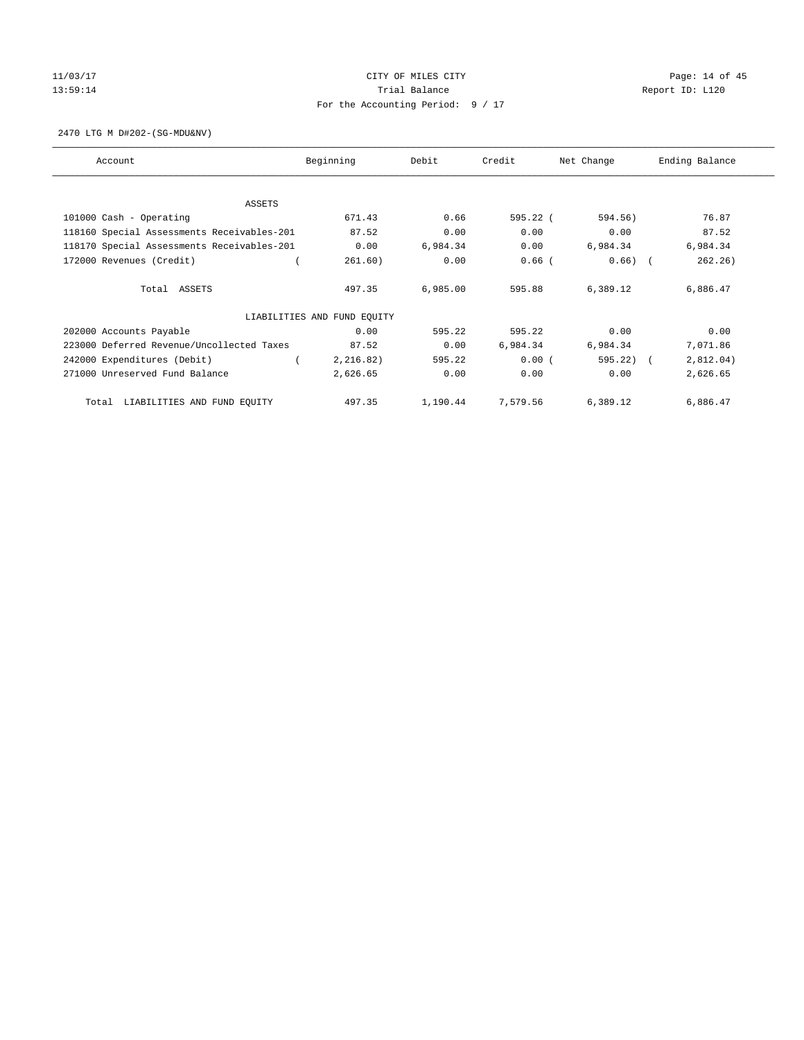CITY OF MILES CITY

Trial Balance

For the Accounting Period: 9 / 17

11/03/17
13:59:14

Report ID: L120

2470 LTG M D#202-(SG-MDU&NV)

| Account | Beginning | Debit | Credit | Net Change | Ending Balance |
|---|---|---|---|---|---|
| ASSETS | | | | | |
| 101000 Cash - Operating | 671.43 | 0.66 | 595.22 | (594.56) | 76.87 |
| 118160 Special Assessments Receivables-201 | 87.52 | 0.00 | 0.00 | 0.00 | 87.52 |
| 118170 Special Assessments Receivables-201 | 0.00 | 6,984.34 | 0.00 | 6,984.34 | 6,984.34 |
| 172000 Revenues (Credit) | (261.60) | 0.00 | 0.66 | (0.66) | (262.26) |
| Total ASSETS | 497.35 | 6,985.00 | 595.88 | 6,389.12 | 6,886.47 |
| LIABILITIES AND FUND EQUITY | | | | | |
| 202000 Accounts Payable | 0.00 | 595.22 | 595.22 | 0.00 | 0.00 |
| 223000 Deferred Revenue/Uncollected Taxes | 87.52 | 0.00 | 6,984.34 | 6,984.34 | 7,071.86 |
| 242000 Expenditures (Debit) | (2,216.82) | 595.22 | 0.00 | (595.22) | (2,812.04) |
| 271000 Unreserved Fund Balance | 2,626.65 | 0.00 | 0.00 | 0.00 | 2,626.65 |
| Total LIABILITIES AND FUND EQUITY | 497.35 | 1,190.44 | 7,579.56 | 6,389.12 | 6,886.47 |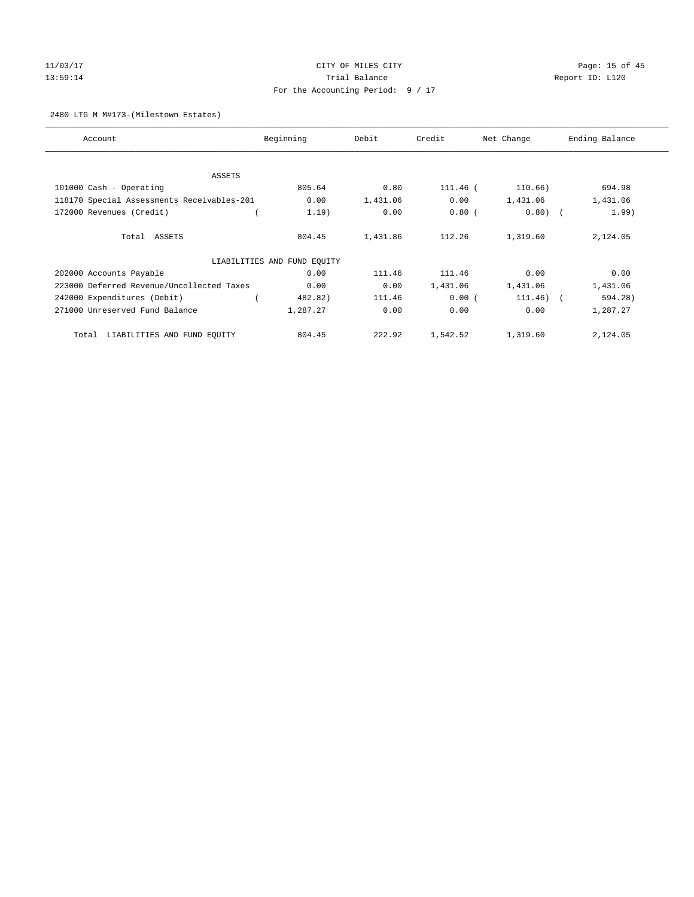CITY OF MILES CITY
Trial Balance
For the Accounting Period: 9 / 17

11/03/17
13:59:14

Report ID: L120

2480 LTG M M#173-(Milestown Estates)

| Account | Beginning | Debit | Credit | Net Change | Ending Balance |
|---|---|---|---|---|---|
| ASSETS | | | | | |
| 101000 Cash - Operating | 805.64 | 0.80 | 111.46 | (110.66) | 694.98 |
| 118170 Special Assessments Receivables-201 | 0.00 | 1,431.06 | 0.00 | 1,431.06 | 1,431.06 |
| 172000 Revenues (Credit) | (1.19) | 0.00 | 0.80 | (0.80) | (1.99) |
| Total ASSETS | 804.45 | 1,431.86 | 112.26 | 1,319.60 | 2,124.05 |
| LIABILITIES AND FUND EQUITY | | | | | |
| 202000 Accounts Payable | 0.00 | 111.46 | 111.46 | 0.00 | 0.00 |
| 223000 Deferred Revenue/Uncollected Taxes | 0.00 | 0.00 | 1,431.06 | 1,431.06 | 1,431.06 |
| 242000 Expenditures (Debit) | (482.82) | 111.46 | 0.00 | (111.46) | (594.28) |
| 271000 Unreserved Fund Balance | 1,287.27 | 0.00 | 0.00 | 0.00 | 1,287.27 |
| Total LIABILITIES AND FUND EQUITY | 804.45 | 222.92 | 1,542.52 | 1,319.60 | 2,124.05 |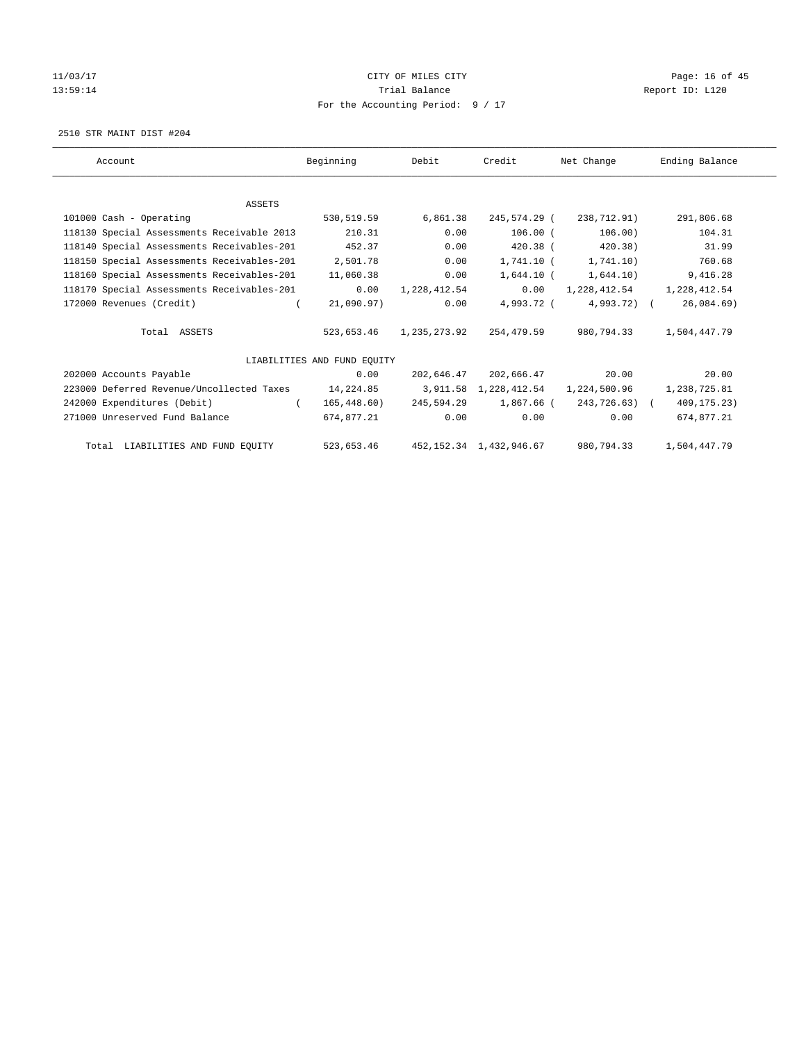CITY OF MILES CITY
Trial Balance
For the Accounting Period: 9 / 17

11/03/17
13:59:14

Report ID: L120

2510 STR MAINT DIST #204

| Account | Beginning | Debit | Credit | Net Change | Ending Balance |
|---|---|---|---|---|---|
| ASSETS | | | | | |
| 101000 Cash - Operating | 530,519.59 | 6,861.38 | 245,574.29 | ( 238,712.91) | 291,806.68 |
| 118130 Special Assessments Receivable 2013 | 210.31 | 0.00 | 106.00 | ( 106.00) | 104.31 |
| 118140 Special Assessments Receivables-201 | 452.37 | 0.00 | 420.38 | ( 420.38) | 31.99 |
| 118150 Special Assessments Receivables-201 | 2,501.78 | 0.00 | 1,741.10 | ( 1,741.10) | 760.68 |
| 118160 Special Assessments Receivables-201 | 11,060.38 | 0.00 | 1,644.10 | ( 1,644.10) | 9,416.28 |
| 118170 Special Assessments Receivables-201 | 0.00 | 1,228,412.54 | 0.00 | 1,228,412.54 | 1,228,412.54 |
| 172000 Revenues (Credit) | ( 21,090.97) | 0.00 | 4,993.72 | ( 4,993.72) | ( 26,084.69) |
| Total ASSETS | 523,653.46 | 1,235,273.92 | 254,479.59 | 980,794.33 | 1,504,447.79 |
| LIABILITIES AND FUND EQUITY | | | | | |
| 202000 Accounts Payable | 0.00 | 202,646.47 | 202,666.47 | 20.00 | 20.00 |
| 223000 Deferred Revenue/Uncollected Taxes | 14,224.85 | 3,911.58 | 1,228,412.54 | 1,224,500.96 | 1,238,725.81 |
| 242000 Expenditures (Debit) | ( 165,448.60) | 245,594.29 | 1,867.66 | ( 243,726.63) | ( 409,175.23) |
| 271000 Unreserved Fund Balance | 674,877.21 | 0.00 | 0.00 | 0.00 | 674,877.21 |
| Total LIABILITIES AND FUND EQUITY | 523,653.46 | 452,152.34 | 1,432,946.67 | 980,794.33 | 1,504,447.79 |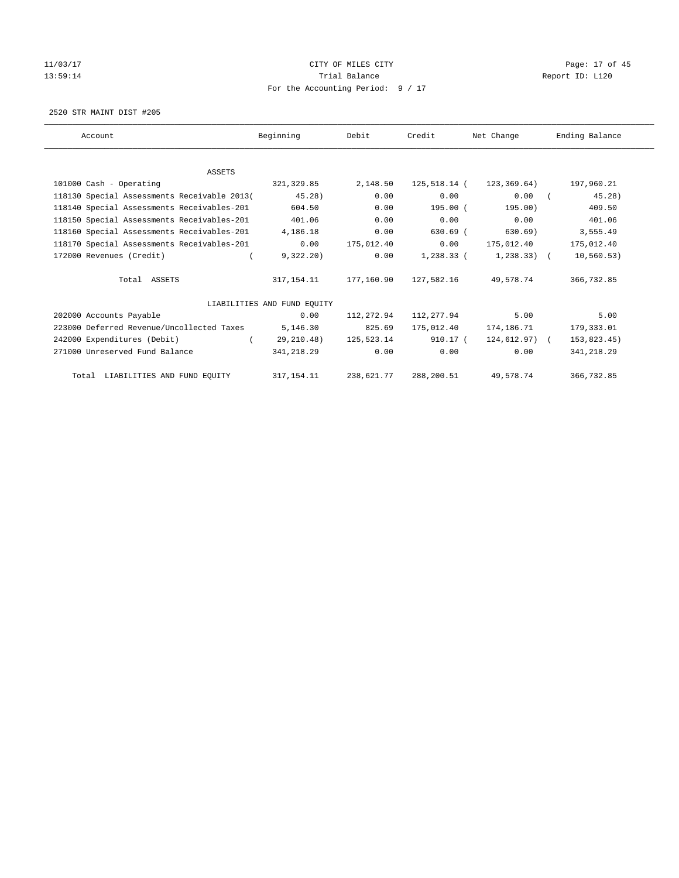11/03/17 CITY OF MILES CITY
13:59:14 Trial Balance Report ID: L120
For the Accounting Period: 9 / 17

2520 STR MAINT DIST #205

| Account | Beginning | Debit | Credit | Net Change | Ending Balance |
|---|---|---|---|---|---|
| ASSETS | | | | | |
| 101000 Cash - Operating | 321,329.85 | 2,148.50 | 125,518.14 | ( 123,369.64) | 197,960.21 |
| 118130 Special Assessments Receivable 2013 | ( 45.28) | 0.00 | 0.00 | 0.00 | ( 45.28) |
| 118140 Special Assessments Receivables-201 | 604.50 | 0.00 | 195.00 | ( 195.00) | 409.50 |
| 118150 Special Assessments Receivables-201 | 401.06 | 0.00 | 0.00 | 0.00 | 401.06 |
| 118160 Special Assessments Receivables-201 | 4,186.18 | 0.00 | 630.69 | ( 630.69) | 3,555.49 |
| 118170 Special Assessments Receivables-201 | 0.00 | 175,012.40 | 0.00 | 175,012.40 | 175,012.40 |
| 172000 Revenues (Credit) | ( 9,322.20) | 0.00 | 1,238.33 | ( 1,238.33) | ( 10,560.53) |
| Total ASSETS | 317,154.11 | 177,160.90 | 127,582.16 | 49,578.74 | 366,732.85 |
| LIABILITIES AND FUND EQUITY | | | | | |
| 202000 Accounts Payable | 0.00 | 112,272.94 | 112,277.94 | 5.00 | 5.00 |
| 223000 Deferred Revenue/Uncollected Taxes | 5,146.30 | 825.69 | 175,012.40 | 174,186.71 | 179,333.01 |
| 242000 Expenditures (Debit) | ( 29,210.48) | 125,523.14 | 910.17 | ( 124,612.97) | ( 153,823.45) |
| 271000 Unreserved Fund Balance | 341,218.29 | 0.00 | 0.00 | 0.00 | 341,218.29 |
| Total LIABILITIES AND FUND EQUITY | 317,154.11 | 238,621.77 | 288,200.51 | 49,578.74 | 366,732.85 |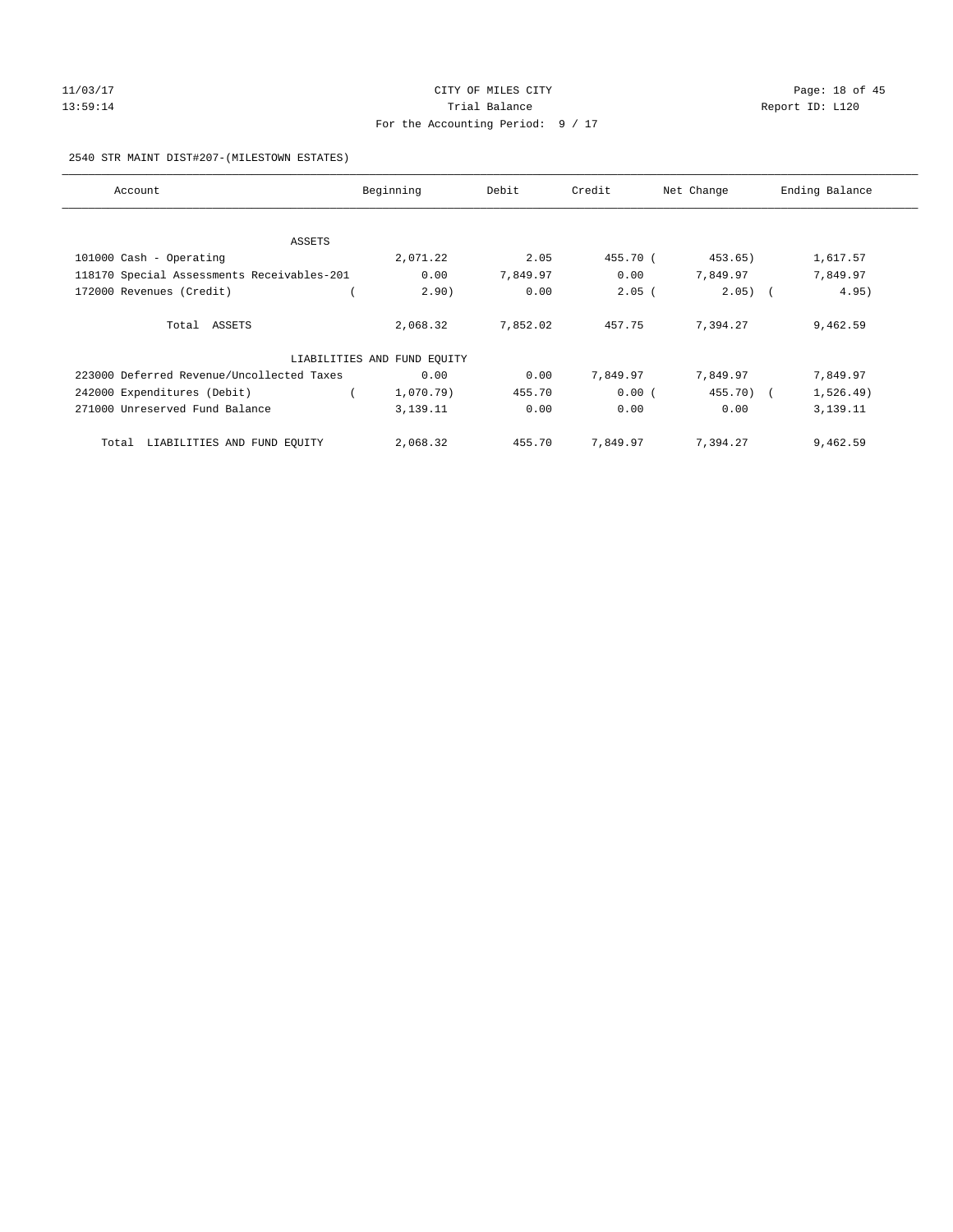CITY OF MILES CITY

Trial Balance

For the Accounting Period: 9 / 17

11/03/17 13:59:14 Report ID: L120

2540 STR MAINT DIST#207-(MILESTOWN ESTATES)

| Account | Beginning | Debit | Credit | Net Change | Ending Balance |
|---|---|---|---|---|---|
| ASSETS | | | | | |
| 101000 Cash - Operating | 2,071.22 | 2.05 | 455.70 | ( 453.65) | 1,617.57 |
| 118170 Special Assessments Receivables-201 | 0.00 | 7,849.97 | 0.00 | 7,849.97 | 7,849.97 |
| 172000 Revenues (Credit) | ( 2.90) | 0.00 | 2.05 | ( 2.05) | ( 4.95) |
| Total ASSETS | 2,068.32 | 7,852.02 | 457.75 | 7,394.27 | 9,462.59 |
| LIABILITIES AND FUND EQUITY | | | | | |
| 223000 Deferred Revenue/Uncollected Taxes | 0.00 | 0.00 | 7,849.97 | 7,849.97 | 7,849.97 |
| 242000 Expenditures (Debit) | ( 1,070.79) | 455.70 | 0.00 | ( 455.70) | ( 1,526.49) |
| 271000 Unreserved Fund Balance | 3,139.11 | 0.00 | 0.00 | 0.00 | 3,139.11 |
| Total LIABILITIES AND FUND EQUITY | 2,068.32 | 455.70 | 7,849.97 | 7,394.27 | 9,462.59 |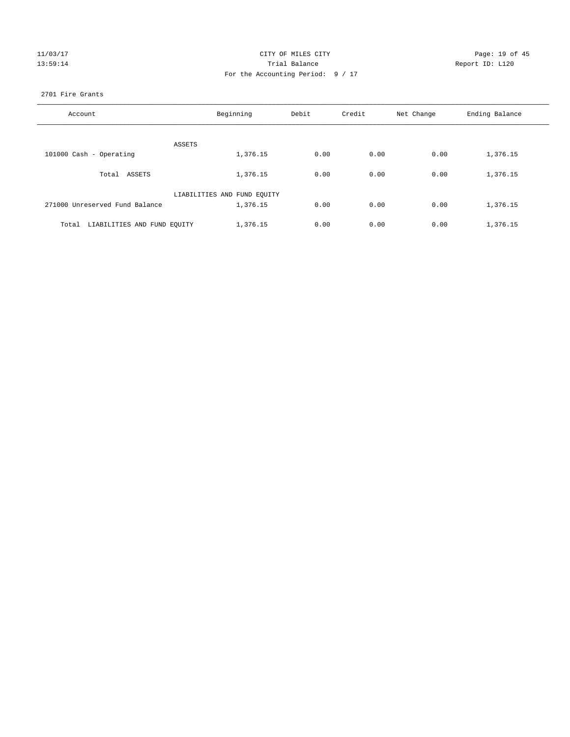CITY OF MILES CITY
Trial Balance
For the Accounting Period: 9 / 17

11/03/17
13:59:14

Report ID: L120

2701 Fire Grants

| Account | Beginning | Debit | Credit | Net Change | Ending Balance |
|---|---|---|---|---|---|
| ASSETS | | | | | |
| 101000 Cash - Operating | 1,376.15 | 0.00 | 0.00 | 0.00 | 1,376.15 |
| Total ASSETS | 1,376.15 | 0.00 | 0.00 | 0.00 | 1,376.15 |
| LIABILITIES AND FUND EQUITY | | | | | |
| 271000 Unreserved Fund Balance | 1,376.15 | 0.00 | 0.00 | 0.00 | 1,376.15 |
| Total LIABILITIES AND FUND EQUITY | 1,376.15 | 0.00 | 0.00 | 0.00 | 1,376.15 |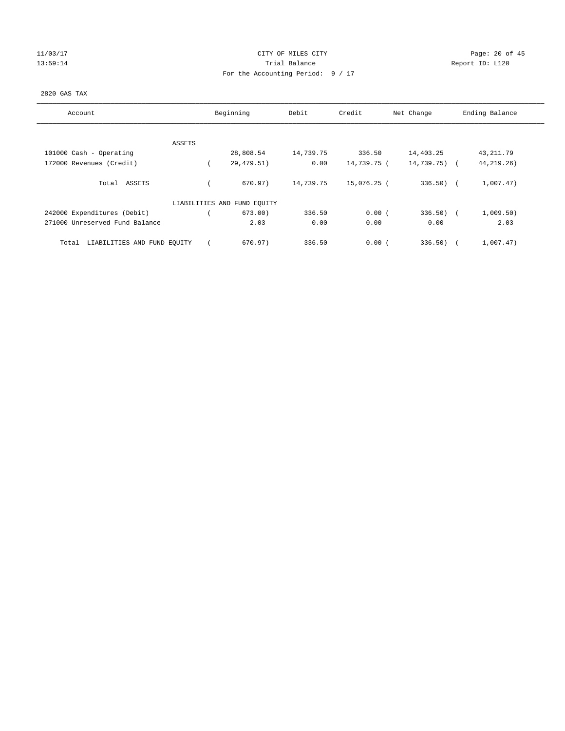CITY OF MILES CITY

Trial Balance

For the Accounting Period: 9 / 17

11/03/17 13:59:14 — Report ID: L120

2820 GAS TAX

| Account | Beginning | Debit | Credit | Net Change | Ending Balance |
|---|---|---|---|---|---|
| ASSETS | | | | | |
| 101000 Cash - Operating | 28,808.54 | 14,739.75 | 336.50 | 14,403.25 | 43,211.79 |
| 172000 Revenues (Credit) | ( 29,479.51) | 0.00 | 14,739.75 | ( 14,739.75) | ( 44,219.26) |
| Total ASSETS | ( 670.97) | 14,739.75 | 15,076.25 | ( 336.50) | ( 1,007.47) |
| LIABILITIES AND FUND EQUITY | | | | | |
| 242000 Expenditures (Debit) | ( 673.00) | 336.50 | 0.00 | ( 336.50) | ( 1,009.50) |
| 271000 Unreserved Fund Balance | 2.03 | 0.00 | 0.00 | 0.00 | 2.03 |
| Total LIABILITIES AND FUND EQUITY | ( 670.97) | 336.50 | 0.00 | ( 336.50) | ( 1,007.47) |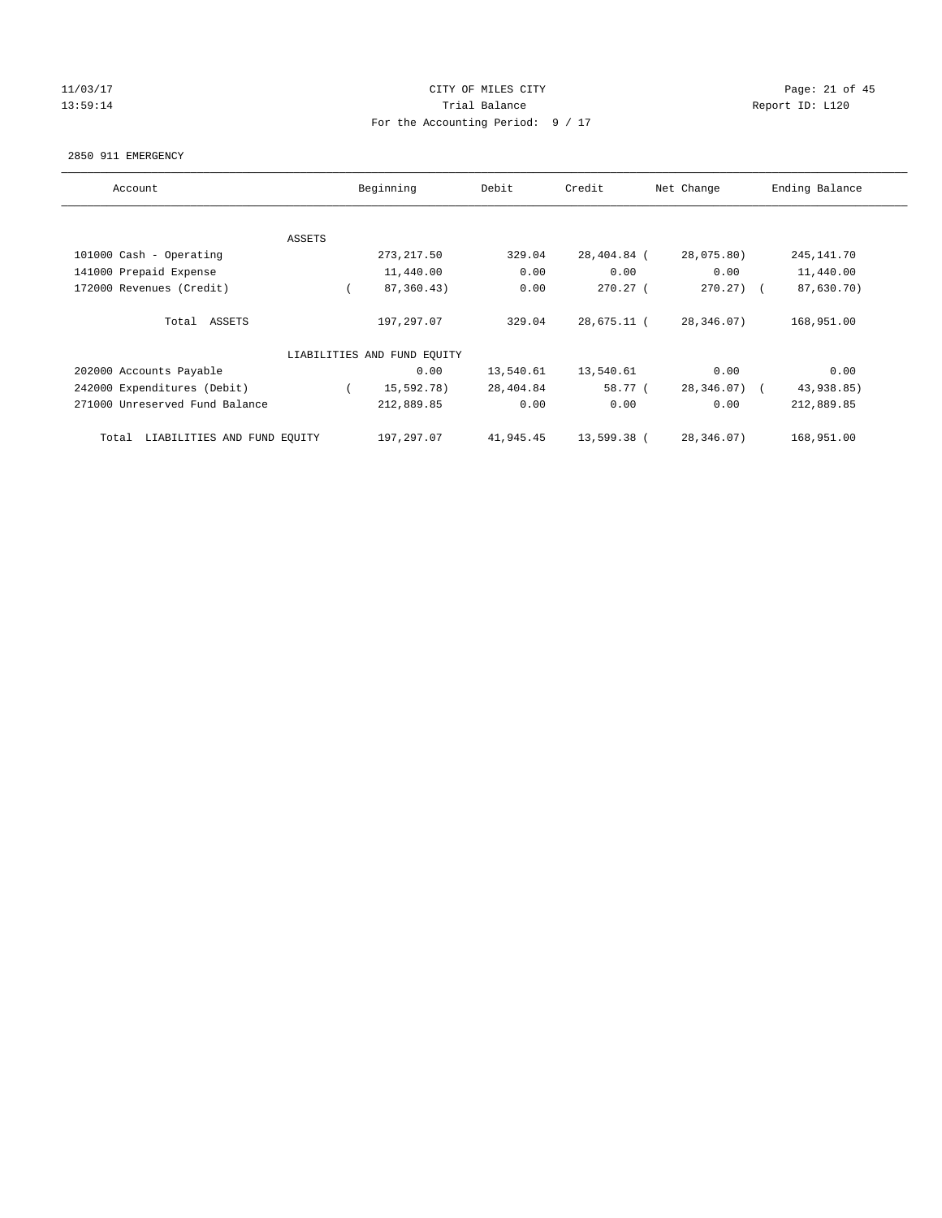CITY OF MILES CITY

Trial Balance

For the Accounting Period: 9 / 17

11/03/17
13:59:14

Report ID: L120

2850 911 EMERGENCY

| Account | Beginning | Debit | Credit | Net Change | Ending Balance |
|---|---|---|---|---|---|
| ASSETS | | | | | |
| 101000 Cash - Operating | 273,217.50 | 329.04 | 28,404.84 | ( 28,075.80) | 245,141.70 |
| 141000 Prepaid Expense | 11,440.00 | 0.00 | 0.00 | 0.00 | 11,440.00 |
| 172000 Revenues (Credit) | ( 87,360.43) | 0.00 | 270.27 | ( 270.27) | ( 87,630.70) |
| Total ASSETS | 197,297.07 | 329.04 | 28,675.11 | ( 28,346.07) | 168,951.00 |
| LIABILITIES AND FUND EQUITY | | | | | |
| 202000 Accounts Payable | 0.00 | 13,540.61 | 13,540.61 | 0.00 | 0.00 |
| 242000 Expenditures (Debit) | ( 15,592.78) | 28,404.84 | 58.77 | ( 28,346.07) | ( 43,938.85) |
| 271000 Unreserved Fund Balance | 212,889.85 | 0.00 | 0.00 | 0.00 | 212,889.85 |
| Total LIABILITIES AND FUND EQUITY | 197,297.07 | 41,945.45 | 13,599.38 | ( 28,346.07) | 168,951.00 |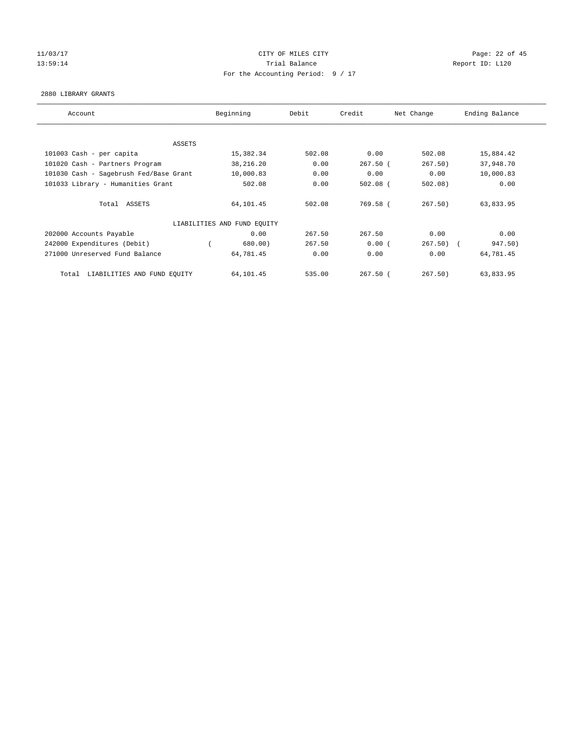CITY OF MILES CITY

Trial Balance

For the Accounting Period: 9 / 17

11/03/17
13:59:14

Report ID: L120

2880 LIBRARY GRANTS

| Account | Beginning | Debit | Credit | Net Change | Ending Balance |
|---|---|---|---|---|---|
| ASSETS | | | | | |
| 101003 Cash - per capita | 15,382.34 | 502.08 | 0.00 | 502.08 | 15,884.42 |
| 101020 Cash - Partners Program | 38,216.20 | 0.00 | 267.50 | (267.50) | 37,948.70 |
| 101030 Cash - Sagebrush Fed/Base Grant | 10,000.83 | 0.00 | 0.00 | 0.00 | 10,000.83 |
| 101033 Library - Humanities Grant | 502.08 | 0.00 | 502.08 | (502.08) | 0.00 |
| Total ASSETS | 64,101.45 | 502.08 | 769.58 | (267.50) | 63,833.95 |
| LIABILITIES AND FUND EQUITY | | | | | |
| 202000 Accounts Payable | 0.00 | 267.50 | 267.50 | 0.00 | 0.00 |
| 242000 Expenditures (Debit) | (680.00) | 267.50 | 0.00 | (267.50) | (947.50) |
| 271000 Unreserved Fund Balance | 64,781.45 | 0.00 | 0.00 | 0.00 | 64,781.45 |
| Total LIABILITIES AND FUND EQUITY | 64,101.45 | 535.00 | 267.50 | (267.50) | 63,833.95 |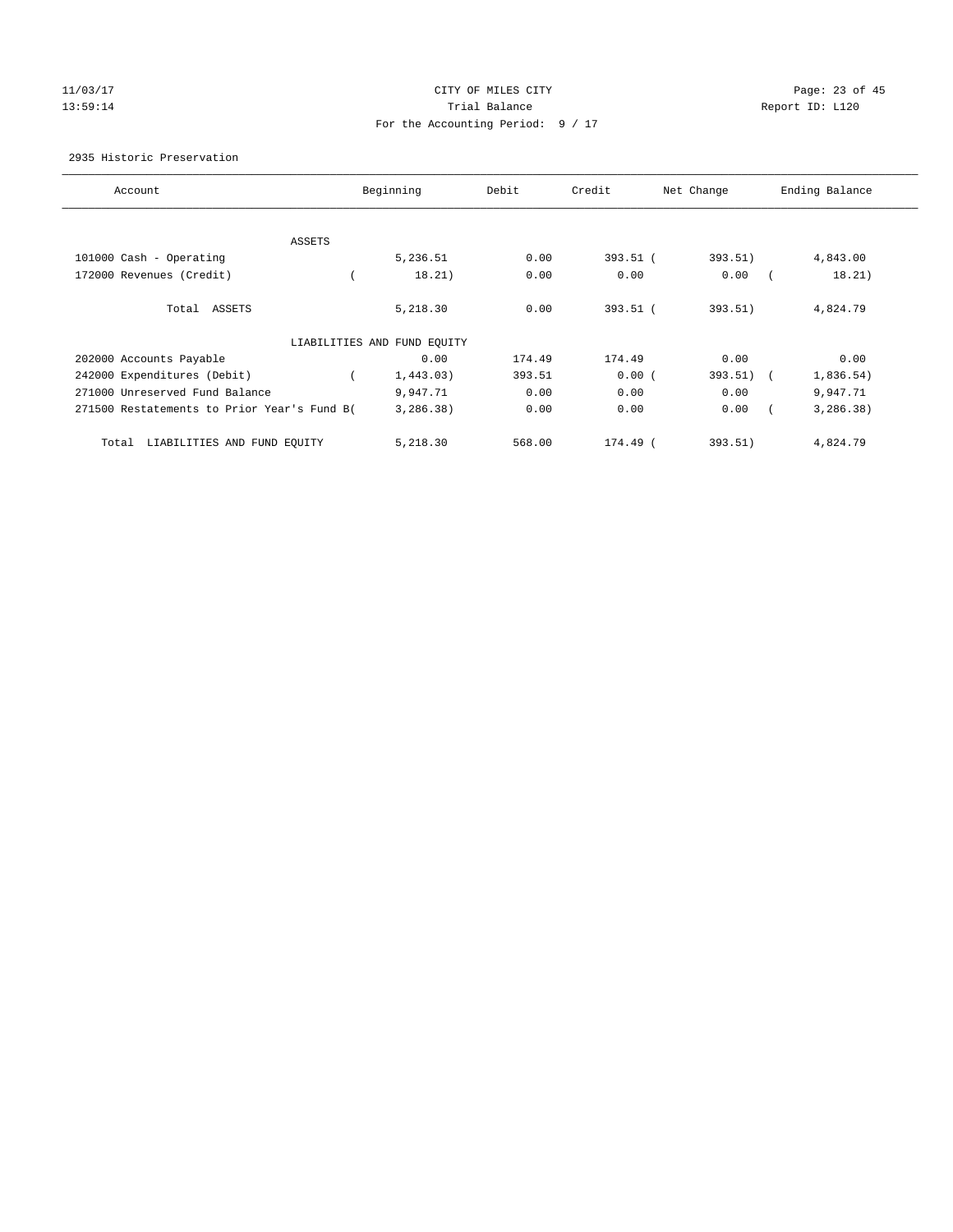CITY OF MILES CITY
Trial Balance
For the Accounting Period: 9 / 17

11/03/17
13:59:14

Report ID: L120

2935 Historic Preservation

| Account | Beginning | Debit | Credit | Net Change | Ending Balance |
|---|---|---|---|---|---|
| ASSETS | | | | | |
| 101000 Cash - Operating | 5,236.51 | 0.00 | 393.51 | (393.51) | 4,843.00 |
| 172000 Revenues (Credit) | (18.21) | 0.00 | 0.00 | 0.00 | (18.21) |
| Total ASSETS | 5,218.30 | 0.00 | 393.51 | (393.51) | 4,824.79 |
| LIABILITIES AND FUND EQUITY | | | | | |
| 202000 Accounts Payable | 0.00 | 174.49 | 174.49 | 0.00 | 0.00 |
| 242000 Expenditures (Debit) | (1,443.03) | 393.51 | 0.00 | (393.51) | (1,836.54) |
| 271000 Unreserved Fund Balance | 9,947.71 | 0.00 | 0.00 | 0.00 | 9,947.71 |
| 271500 Restatements to Prior Year's Fund B( | 3,286.38) | 0.00 | 0.00 | 0.00 | (3,286.38) |
| Total LIABILITIES AND FUND EQUITY | 5,218.30 | 568.00 | 174.49 | (393.51) | 4,824.79 |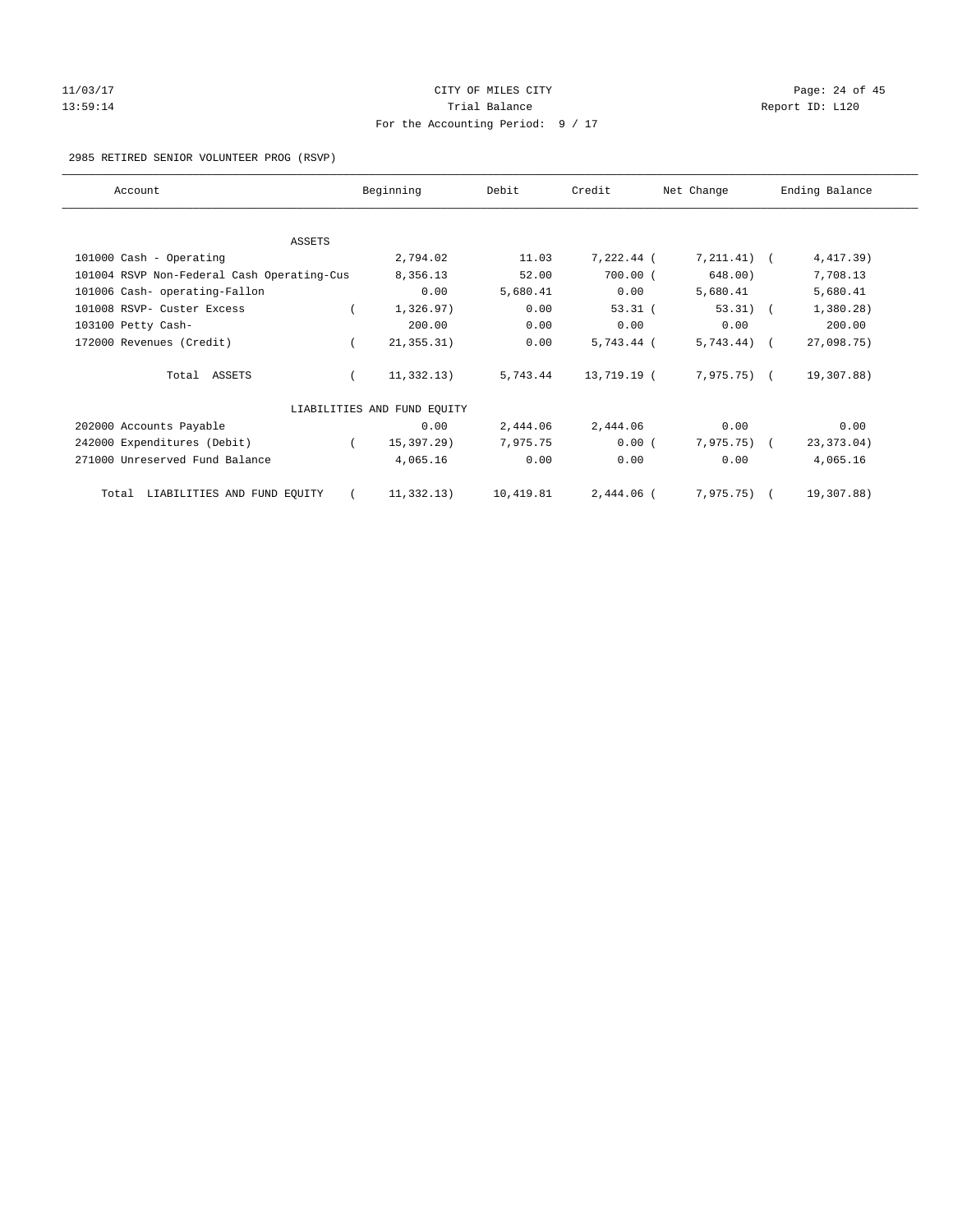CITY OF MILES CITY

Trial Balance

For the Accounting Period: 9 / 17

2985 RETIRED SENIOR VOLUNTEER PROG (RSVP)

| Account | Beginning | Debit | Credit | Net Change | Ending Balance |
|---|---|---|---|---|---|
| ASSETS | | | | | |
| 101000 Cash - Operating | 2,794.02 | 11.03 | 7,222.44 | ( 7,211.41) | ( 4,417.39) |
| 101004 RSVP Non-Federal Cash Operating-Cus | 8,356.13 | 52.00 | 700.00 | ( 648.00) | 7,708.13 |
| 101006 Cash- operating-Fallon | 0.00 | 5,680.41 | 0.00 | 5,680.41 | 5,680.41 |
| 101008 RSVP- Custer Excess | ( 1,326.97) | 0.00 | 53.31 | ( 53.31) | ( 1,380.28) |
| 103100 Petty Cash- | 200.00 | 0.00 | 0.00 | 0.00 | 200.00 |
| 172000 Revenues (Credit) | ( 21,355.31) | 0.00 | 5,743.44 | ( 5,743.44) | ( 27,098.75) |
| Total ASSETS | ( 11,332.13) | 5,743.44 | 13,719.19 | ( 7,975.75) | ( 19,307.88) |
| LIABILITIES AND FUND EQUITY | | | | | |
| 202000 Accounts Payable | 0.00 | 2,444.06 | 2,444.06 | 0.00 | 0.00 |
| 242000 Expenditures (Debit) | ( 15,397.29) | 7,975.75 | 0.00 | ( 7,975.75) | ( 23,373.04) |
| 271000 Unreserved Fund Balance | 4,065.16 | 0.00 | 0.00 | 0.00 | 4,065.16 |
| Total LIABILITIES AND FUND EQUITY | ( 11,332.13) | 10,419.81 | 2,444.06 | ( 7,975.75) | ( 19,307.88) |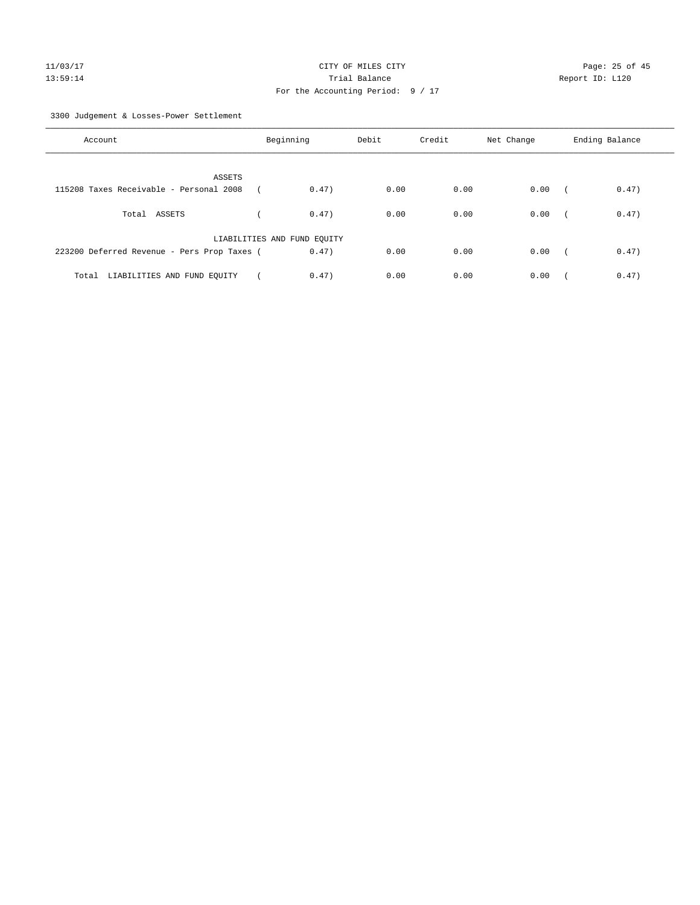CITY OF MILES CITY

Trial Balance

For the Accounting Period: 9 / 17

11/03/17 13:59:14 — Report ID: L120

3300 Judgement & Losses-Power Settlement

| Account | Beginning | Debit | Credit | Net Change | Ending Balance |
|---|---|---|---|---|---|
| ASSETS | | | | | |
| 115208 Taxes Receivable - Personal 2008 | ( 0.47) | 0.00 | 0.00 | 0.00 | ( 0.47) |
| Total ASSETS | ( 0.47) | 0.00 | 0.00 | 0.00 | ( 0.47) |
| LIABILITIES AND FUND EQUITY | | | | | |
| 223200 Deferred Revenue - Pers Prop Taxes | ( 0.47) | 0.00 | 0.00 | 0.00 | ( 0.47) |
| Total LIABILITIES AND FUND EQUITY | ( 0.47) | 0.00 | 0.00 | 0.00 | ( 0.47) |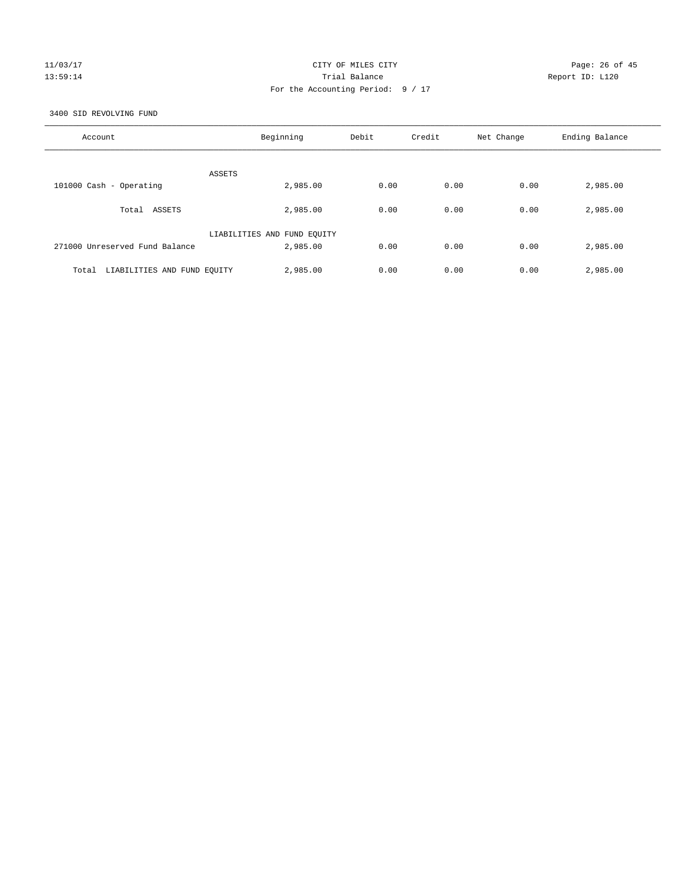CITY OF MILES CITY

Trial Balance

For the Accounting Period: 9 / 17

11/03/17 13:59:14 Report ID: L120

3400 SID REVOLVING FUND

| Account | Beginning | Debit | Credit | Net Change | Ending Balance |
|---|---|---|---|---|---|
| ASSETS | | | | | |
| 101000 Cash - Operating | 2,985.00 | 0.00 | 0.00 | 0.00 | 2,985.00 |
| Total ASSETS | 2,985.00 | 0.00 | 0.00 | 0.00 | 2,985.00 |
| LIABILITIES AND FUND EQUITY | | | | | |
| 271000 Unreserved Fund Balance | 2,985.00 | 0.00 | 0.00 | 0.00 | 2,985.00 |
| Total LIABILITIES AND FUND EQUITY | 2,985.00 | 0.00 | 0.00 | 0.00 | 2,985.00 |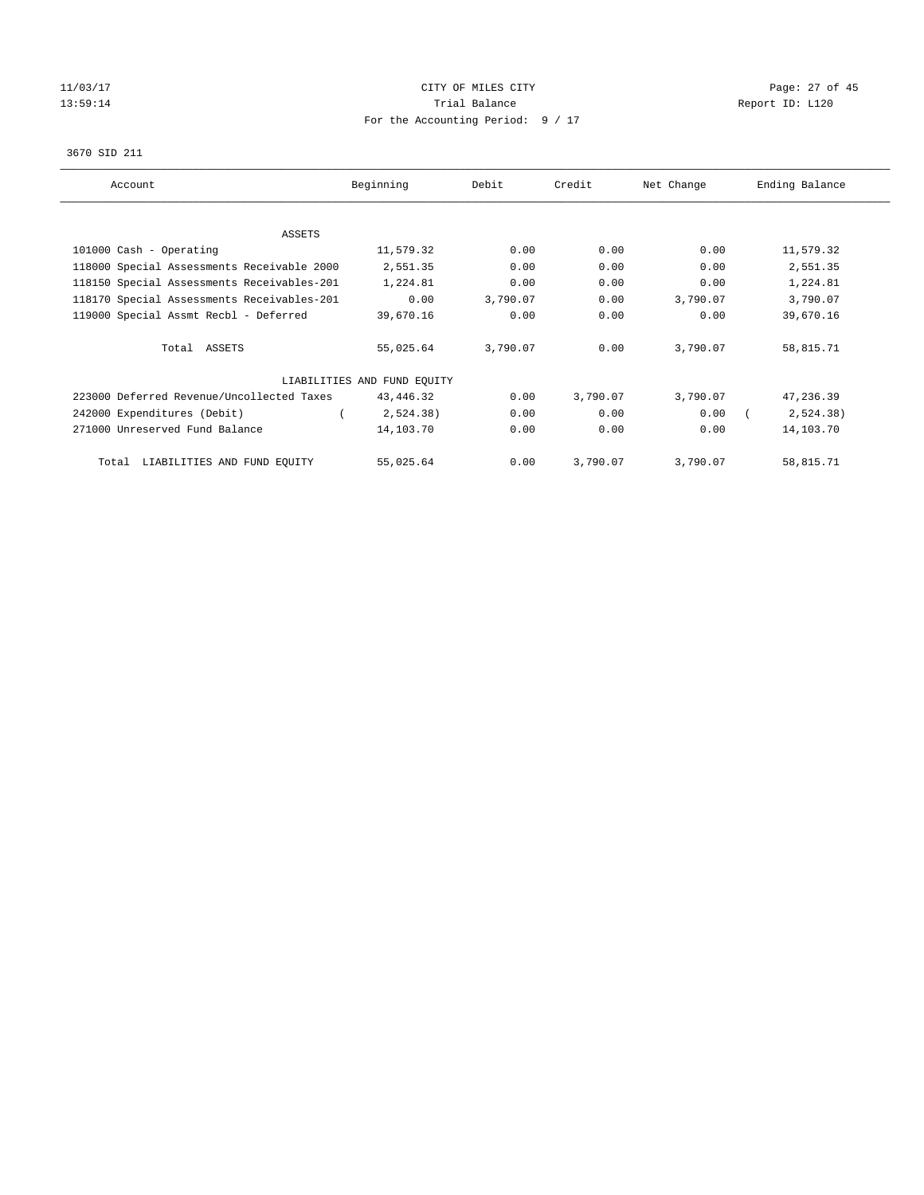11/03/17 CITY OF MILES CITY
13:59:14 Trial Balance Report ID: L120
For the Accounting Period: 9 / 17

3670 SID 211

| Account | Beginning | Debit | Credit | Net Change | Ending Balance |
|---|---|---|---|---|---|
| ASSETS | | | | | |
| 101000 Cash - Operating | 11,579.32 | 0.00 | 0.00 | 0.00 | 11,579.32 |
| 118000 Special Assessments Receivable 2000 | 2,551.35 | 0.00 | 0.00 | 0.00 | 2,551.35 |
| 118150 Special Assessments Receivables-201 | 1,224.81 | 0.00 | 0.00 | 0.00 | 1,224.81 |
| 118170 Special Assessments Receivables-201 | 0.00 | 3,790.07 | 0.00 | 3,790.07 | 3,790.07 |
| 119000 Special Assmt Recbl - Deferred | 39,670.16 | 0.00 | 0.00 | 0.00 | 39,670.16 |
| Total ASSETS | 55,025.64 | 3,790.07 | 0.00 | 3,790.07 | 58,815.71 |
| LIABILITIES AND FUND EQUITY | | | | | |
| 223000 Deferred Revenue/Uncollected Taxes | 43,446.32 | 0.00 | 3,790.07 | 3,790.07 | 47,236.39 |
| 242000 Expenditures (Debit) | ( 2,524.38) | 0.00 | 0.00 | 0.00 | ( 2,524.38) |
| 271000 Unreserved Fund Balance | 14,103.70 | 0.00 | 0.00 | 0.00 | 14,103.70 |
| Total LIABILITIES AND FUND EQUITY | 55,025.64 | 0.00 | 3,790.07 | 3,790.07 | 58,815.71 |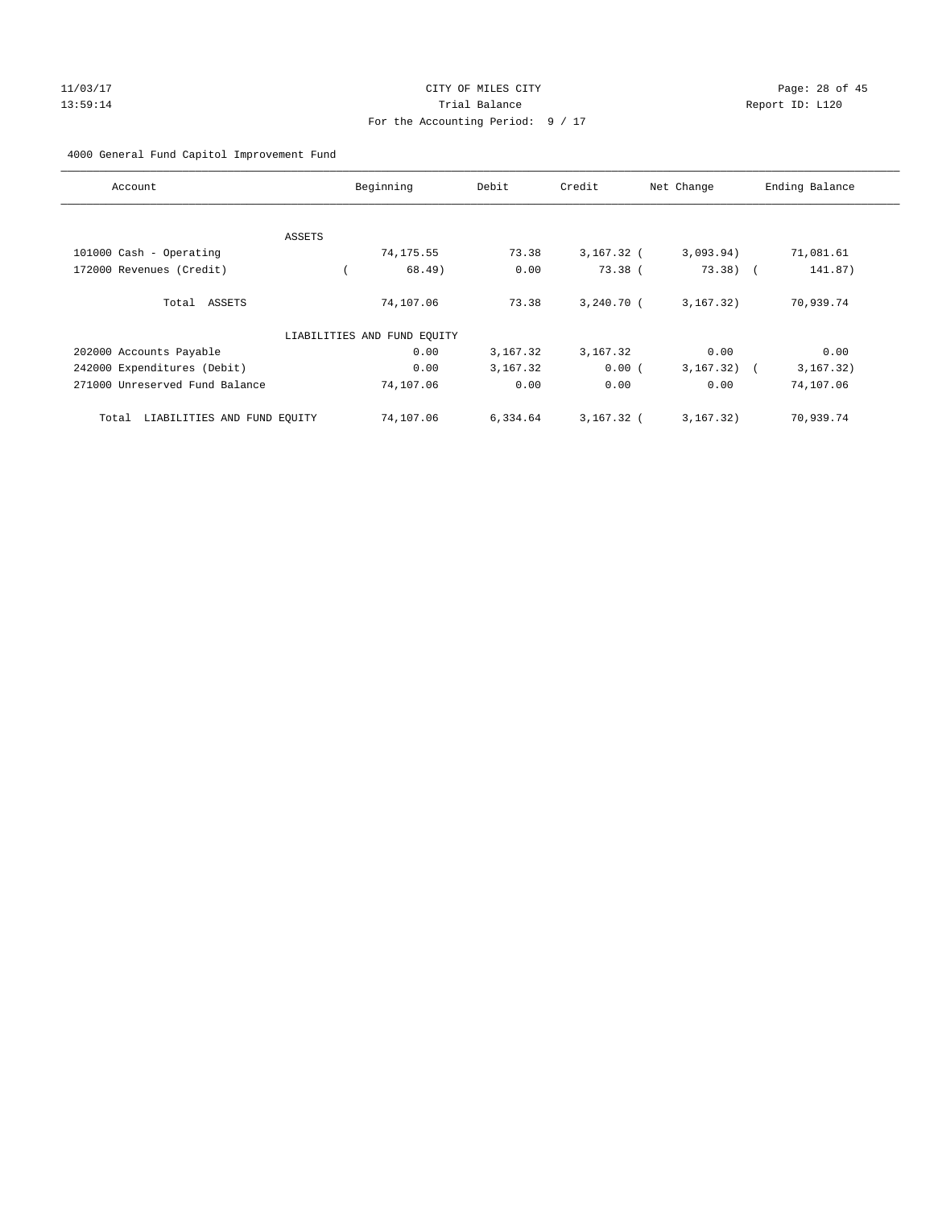CITY OF MILES CITY

Trial Balance

For the Accounting Period: 9 / 17

4000 General Fund Capitol Improvement Fund

| Account | Beginning | Debit | Credit | Net Change | Ending Balance |
|---|---|---|---|---|---|
| ASSETS | | | | | |
| 101000 Cash - Operating | 74,175.55 | 73.38 | 3,167.32 | (3,093.94) | 71,081.61 |
| 172000 Revenues (Credit) | (68.49) | 0.00 | 73.38 | (73.38) | (141.87) |
| Total ASSETS | 74,107.06 | 73.38 | 3,240.70 | (3,167.32) | 70,939.74 |
| LIABILITIES AND FUND EQUITY | | | | | |
| 202000 Accounts Payable | 0.00 | 3,167.32 | 3,167.32 | 0.00 | 0.00 |
| 242000 Expenditures (Debit) | 0.00 | 3,167.32 | 0.00 | (3,167.32) | (3,167.32) |
| 271000 Unreserved Fund Balance | 74,107.06 | 0.00 | 0.00 | 0.00 | 74,107.06 |
| Total LIABILITIES AND FUND EQUITY | 74,107.06 | 6,334.64 | 3,167.32 | (3,167.32) | 70,939.74 |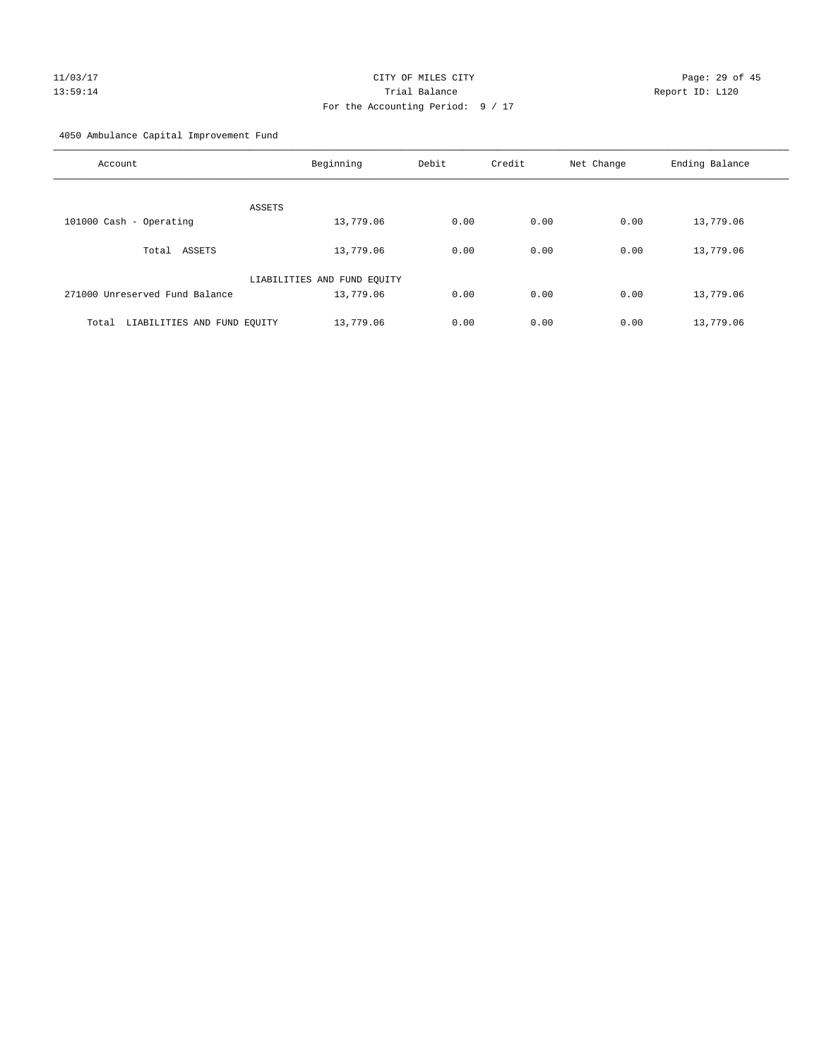CITY OF MILES CITY
Trial Balance
For the Accounting Period: 9 / 17

11/03/17
13:59:14

Report ID: L120

4050 Ambulance Capital Improvement Fund

| Account | Beginning | Debit | Credit | Net Change | Ending Balance |
|---|---|---|---|---|---|
| ASSETS | | | | | |
| 101000 Cash - Operating | 13,779.06 | 0.00 | 0.00 | 0.00 | 13,779.06 |
| Total ASSETS | 13,779.06 | 0.00 | 0.00 | 0.00 | 13,779.06 |
| LIABILITIES AND FUND EQUITY | | | | | |
| 271000 Unreserved Fund Balance | 13,779.06 | 0.00 | 0.00 | 0.00 | 13,779.06 |
| Total LIABILITIES AND FUND EQUITY | 13,779.06 | 0.00 | 0.00 | 0.00 | 13,779.06 |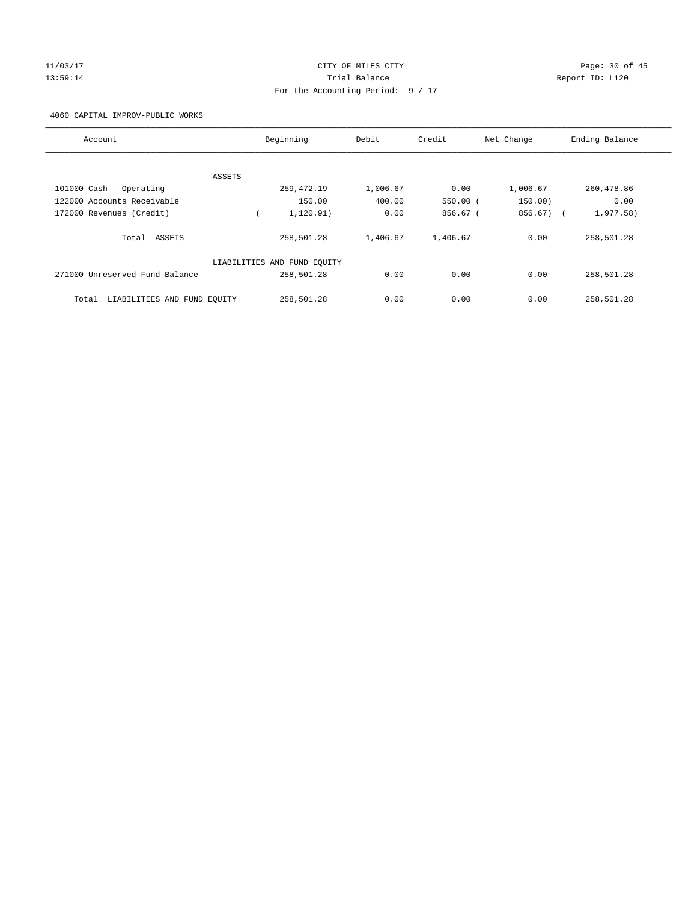CITY OF MILES CITY

Trial Balance

For the Accounting Period: 9 / 17

11/03/17 13:59:14 Report ID: L120

4060 CAPITAL IMPROV-PUBLIC WORKS

| Account | Beginning | Debit | Credit | Net Change | Ending Balance |
|---|---|---|---|---|---|
| ASSETS | | | | | |
| 101000 Cash - Operating | 259,472.19 | 1,006.67 | 0.00 | 1,006.67 | 260,478.86 |
| 122000 Accounts Receivable | 150.00 | 400.00 | 550.00 | ( 150.00) | 0.00 |
| 172000 Revenues (Credit) | ( 1,120.91) | 0.00 | 856.67 | ( 856.67) | ( 1,977.58) |
| Total ASSETS | 258,501.28 | 1,406.67 | 1,406.67 | 0.00 | 258,501.28 |
| LIABILITIES AND FUND EQUITY | | | | | |
| 271000 Unreserved Fund Balance | 258,501.28 | 0.00 | 0.00 | 0.00 | 258,501.28 |
| Total LIABILITIES AND FUND EQUITY | 258,501.28 | 0.00 | 0.00 | 0.00 | 258,501.28 |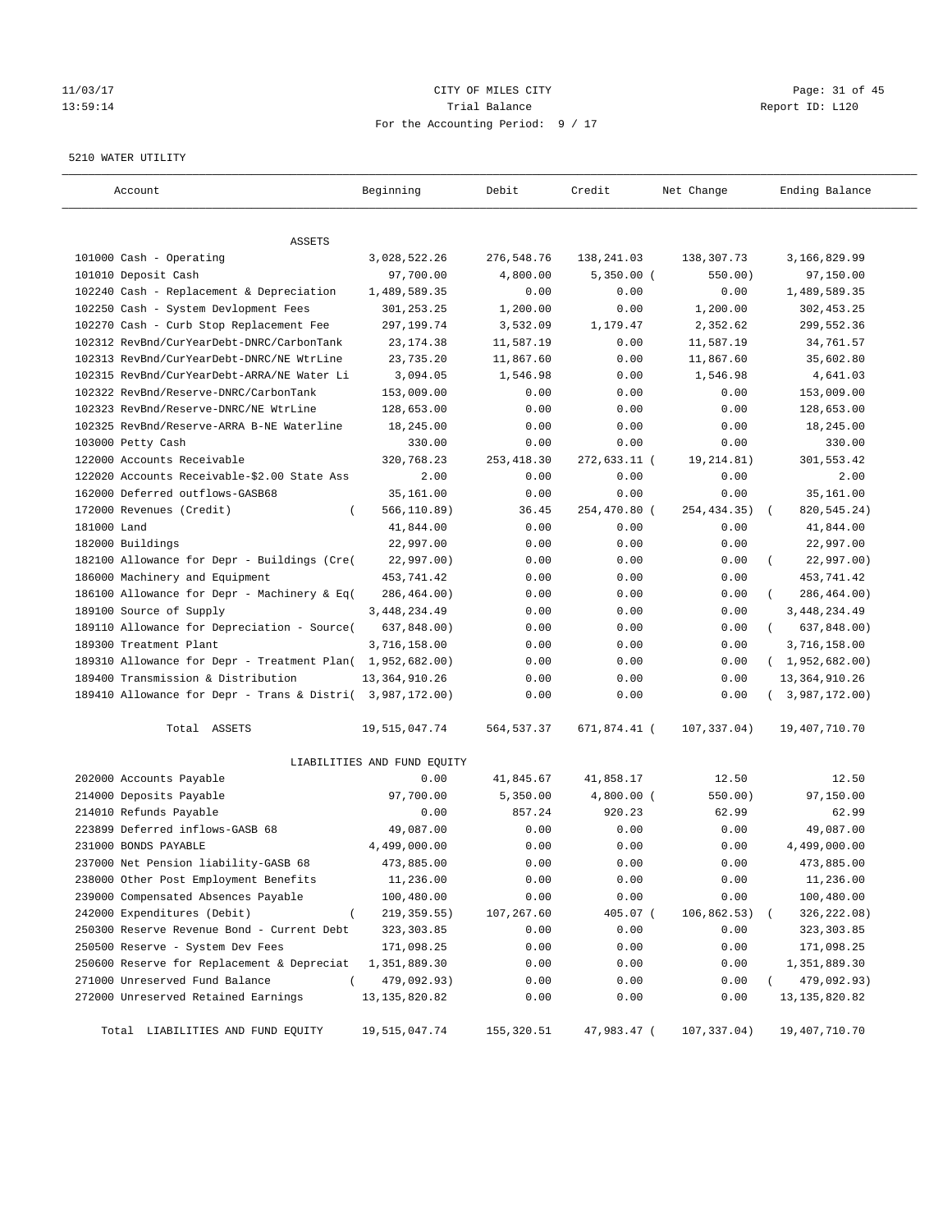CITY OF MILES CITY

Trial Balance

For the Accounting Period: 9 / 17

5210 WATER UTILITY

| Account | Beginning | Debit | Credit | Net Change | Ending Balance |
|---|---|---|---|---|---|
| ASSETS | | | | | |
| 101000 Cash - Operating | 3,028,522.26 | 276,548.76 | 138,241.03 | 138,307.73 | 3,166,829.99 |
| 101010 Deposit Cash | 97,700.00 | 4,800.00 | 5,350.00 | (550.00) | 97,150.00 |
| 102240 Cash - Replacement & Depreciation | 1,489,589.35 | 0.00 | 0.00 | 0.00 | 1,489,589.35 |
| 102250 Cash - System Devlopment Fees | 301,253.25 | 1,200.00 | 0.00 | 1,200.00 | 302,453.25 |
| 102270 Cash - Curb Stop Replacement Fee | 297,199.74 | 3,532.09 | 1,179.47 | 2,352.62 | 299,552.36 |
| 102312 RevBnd/CurYearDebt-DNRC/CarbonTank | 23,174.38 | 11,587.19 | 0.00 | 11,587.19 | 34,761.57 |
| 102313 RevBnd/CurYearDebt-DNRC/NE WtrLine | 23,735.20 | 11,867.60 | 0.00 | 11,867.60 | 35,602.80 |
| 102315 RevBnd/CurYearDebt-ARRA/NE Water Li | 3,094.05 | 1,546.98 | 0.00 | 1,546.98 | 4,641.03 |
| 102322 RevBnd/Reserve-DNRC/CarbonTank | 153,009.00 | 0.00 | 0.00 | 0.00 | 153,009.00 |
| 102323 RevBnd/Reserve-DNRC/NE WtrLine | 128,653.00 | 0.00 | 0.00 | 0.00 | 128,653.00 |
| 102325 RevBnd/Reserve-ARRA B-NE Waterline | 18,245.00 | 0.00 | 0.00 | 0.00 | 18,245.00 |
| 103000 Petty Cash | 330.00 | 0.00 | 0.00 | 0.00 | 330.00 |
| 122000 Accounts Receivable | 320,768.23 | 253,418.30 | 272,633.11 | (19,214.81) | 301,553.42 |
| 122020 Accounts Receivable-$2.00 State Ass | 2.00 | 0.00 | 0.00 | 0.00 | 2.00 |
| 162000 Deferred outflows-GASB68 | 35,161.00 | 0.00 | 0.00 | 0.00 | 35,161.00 |
| 172000 Revenues (Credit) | (566,110.89) | 36.45 | 254,470.80 | (254,434.35) | (820,545.24) |
| 181000 Land | 41,844.00 | 0.00 | 0.00 | 0.00 | 41,844.00 |
| 182000 Buildings | 22,997.00 | 0.00 | 0.00 | 0.00 | 22,997.00 |
| 182100 Allowance for Depr - Buildings (Cre | (22,997.00) | 0.00 | 0.00 | 0.00 | (22,997.00) |
| 186000 Machinery and Equipment | 453,741.42 | 0.00 | 0.00 | 0.00 | 453,741.42 |
| 186100 Allowance for Depr - Machinery & Eq | (286,464.00) | 0.00 | 0.00 | 0.00 | (286,464.00) |
| 189100 Source of Supply | 3,448,234.49 | 0.00 | 0.00 | 0.00 | 3,448,234.49 |
| 189110 Allowance for Depreciation - Source | (637,848.00) | 0.00 | 0.00 | 0.00 | (637,848.00) |
| 189300 Treatment Plant | 3,716,158.00 | 0.00 | 0.00 | 0.00 | 3,716,158.00 |
| 189310 Allowance for Depr - Treatment Plan | (1,952,682.00) | 0.00 | 0.00 | 0.00 | (1,952,682.00) |
| 189400 Transmission & Distribution | 13,364,910.26 | 0.00 | 0.00 | 0.00 | 13,364,910.26 |
| 189410 Allowance for Depr - Trans & Distri | (3,987,172.00) | 0.00 | 0.00 | 0.00 | (3,987,172.00) |
| Total ASSETS | 19,515,047.74 | 564,537.37 | 671,874.41 | (107,337.04) | 19,407,710.70 |
| LIABILITIES AND FUND EQUITY | | | | | |
| 202000 Accounts Payable | 0.00 | 41,845.67 | 41,858.17 | 12.50 | 12.50 |
| 214000 Deposits Payable | 97,700.00 | 5,350.00 | 4,800.00 | (550.00) | 97,150.00 |
| 214010 Refunds Payable | 0.00 | 857.24 | 920.23 | 62.99 | 62.99 |
| 223899 Deferred inflows-GASB 68 | 49,087.00 | 0.00 | 0.00 | 0.00 | 49,087.00 |
| 231000 BONDS PAYABLE | 4,499,000.00 | 0.00 | 0.00 | 0.00 | 4,499,000.00 |
| 237000 Net Pension liability-GASB 68 | 473,885.00 | 0.00 | 0.00 | 0.00 | 473,885.00 |
| 238000 Other Post Employment Benefits | 11,236.00 | 0.00 | 0.00 | 0.00 | 11,236.00 |
| 239000 Compensated Absences Payable | 100,480.00 | 0.00 | 0.00 | 0.00 | 100,480.00 |
| 242000 Expenditures (Debit) | (219,359.55) | 107,267.60 | 405.07 | (106,862.53) | (326,222.08) |
| 250300 Reserve Revenue Bond - Current Debt | 323,303.85 | 0.00 | 0.00 | 0.00 | 323,303.85 |
| 250500 Reserve - System Dev Fees | 171,098.25 | 0.00 | 0.00 | 0.00 | 171,098.25 |
| 250600 Reserve for Replacement & Depreciat | 1,351,889.30 | 0.00 | 0.00 | 0.00 | 1,351,889.30 |
| 271000 Unreserved Fund Balance | (479,092.93) | 0.00 | 0.00 | 0.00 | (479,092.93) |
| 272000 Unreserved Retained Earnings | 13,135,820.82 | 0.00 | 0.00 | 0.00 | 13,135,820.82 |
| Total LIABILITIES AND FUND EQUITY | 19,515,047.74 | 155,320.51 | 47,983.47 | (107,337.04) | 19,407,710.70 |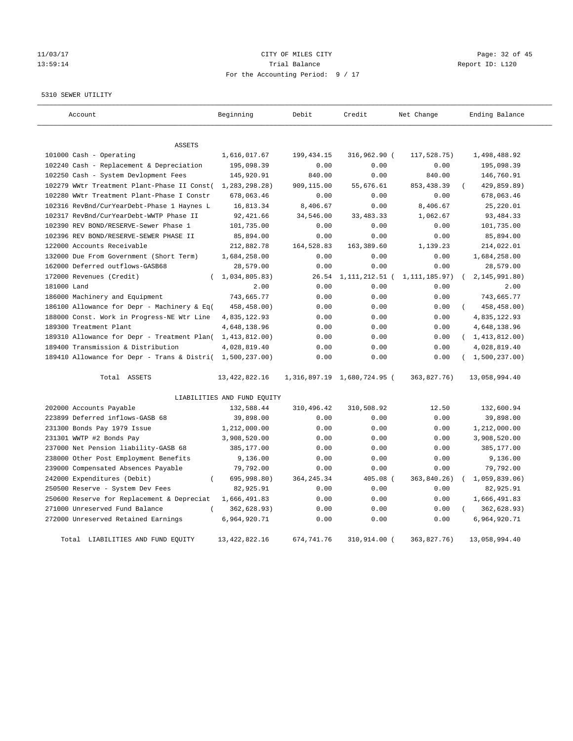11/03/17 CITY OF MILES CITY
13:59:14 Trial Balance Report ID: L120
For the Accounting Period: 9 / 17

5310 SEWER UTILITY

| Account | Beginning | Debit | Credit | Net Change | Ending Balance |
|---|---|---|---|---|---|
| ASSETS | | | | | |
| 101000 Cash - Operating | 1,616,017.67 | 199,434.15 | 316,962.90 | ( 117,528.75) | 1,498,488.92 |
| 102240 Cash - Replacement & Depreciation | 195,098.39 | 0.00 | 0.00 | 0.00 | 195,098.39 |
| 102250 Cash - System Devlopment Fees | 145,920.91 | 840.00 | 0.00 | 840.00 | 146,760.91 |
| 102279 WWtr Treatment Plant-Phase II Const | ( 1,283,298.28) | 909,115.00 | 55,676.61 | 853,438.39 | ( 429,859.89) |
| 102280 WWtr Treatment Plant-Phase I Constr | 678,063.46 | 0.00 | 0.00 | 0.00 | 678,063.46 |
| 102316 RevBnd/CurYearDebt-Phase 1 Haynes L | 16,813.34 | 8,406.67 | 0.00 | 8,406.67 | 25,220.01 |
| 102317 RevBnd/CurYearDebt-WWTP Phase II | 92,421.66 | 34,546.00 | 33,483.33 | 1,062.67 | 93,484.33 |
| 102390 REV BOND/RESERVE-Sewer Phase 1 | 101,735.00 | 0.00 | 0.00 | 0.00 | 101,735.00 |
| 102396 REV BOND/RESERVE-SEWER PHASE II | 85,894.00 | 0.00 | 0.00 | 0.00 | 85,894.00 |
| 122000 Accounts Receivable | 212,882.78 | 164,528.83 | 163,389.60 | 1,139.23 | 214,022.01 |
| 132000 Due From Government (Short Term) | 1,684,258.00 | 0.00 | 0.00 | 0.00 | 1,684,258.00 |
| 162000 Deferred outflows-GASB68 | 28,579.00 | 0.00 | 0.00 | 0.00 | 28,579.00 |
| 172000 Revenues (Credit) | ( 1,034,805.83) | 26.54 | 1,111,212.51 | ( 1,111,185.97) | ( 2,145,991.80) |
| 181000 Land | 2.00 | 0.00 | 0.00 | 0.00 | 2.00 |
| 186000 Machinery and Equipment | 743,665.77 | 0.00 | 0.00 | 0.00 | 743,665.77 |
| 186100 Allowance for Depr - Machinery & Eq | ( 458,458.00) | 0.00 | 0.00 | 0.00 | ( 458,458.00) |
| 188000 Const. Work in Progress-NE Wtr Line | 4,835,122.93 | 0.00 | 0.00 | 0.00 | 4,835,122.93 |
| 189300 Treatment Plant | 4,648,138.96 | 0.00 | 0.00 | 0.00 | 4,648,138.96 |
| 189310 Allowance for Depr - Treatment Plan | ( 1,413,812.00) | 0.00 | 0.00 | 0.00 | ( 1,413,812.00) |
| 189400 Transmission & Distribution | 4,028,819.40 | 0.00 | 0.00 | 0.00 | 4,028,819.40 |
| 189410 Allowance for Depr - Trans & Distri | ( 1,500,237.00) | 0.00 | 0.00 | 0.00 | ( 1,500,237.00) |
| Total ASSETS | 13,422,822.16 | 1,316,897.19 | 1,680,724.95 | ( 363,827.76) | 13,058,994.40 |
| LIABILITIES AND FUND EQUITY | | | | | |
| 202000 Accounts Payable | 132,588.44 | 310,496.42 | 310,508.92 | 12.50 | 132,600.94 |
| 223899 Deferred inflows-GASB 68 | 39,898.00 | 0.00 | 0.00 | 0.00 | 39,898.00 |
| 231300 Bonds Pay 1979 Issue | 1,212,000.00 | 0.00 | 0.00 | 0.00 | 1,212,000.00 |
| 231301 WWTP #2 Bonds Pay | 3,908,520.00 | 0.00 | 0.00 | 0.00 | 3,908,520.00 |
| 237000 Net Pension liability-GASB 68 | 385,177.00 | 0.00 | 0.00 | 0.00 | 385,177.00 |
| 238000 Other Post Employment Benefits | 9,136.00 | 0.00 | 0.00 | 0.00 | 9,136.00 |
| 239000 Compensated Absences Payable | 79,792.00 | 0.00 | 0.00 | 0.00 | 79,792.00 |
| 242000 Expenditures (Debit) | ( 695,998.80) | 364,245.34 | 405.08 | ( 363,840.26) | ( 1,059,839.06) |
| 250500 Reserve - System Dev Fees | 82,925.91 | 0.00 | 0.00 | 0.00 | 82,925.91 |
| 250600 Reserve for Replacement & Depreciat | 1,666,491.83 | 0.00 | 0.00 | 0.00 | 1,666,491.83 |
| 271000 Unreserved Fund Balance | ( 362,628.93) | 0.00 | 0.00 | 0.00 | ( 362,628.93) |
| 272000 Unreserved Retained Earnings | 6,964,920.71 | 0.00 | 0.00 | 0.00 | 6,964,920.71 |
| Total LIABILITIES AND FUND EQUITY | 13,422,822.16 | 674,741.76 | 310,914.00 | ( 363,827.76) | 13,058,994.40 |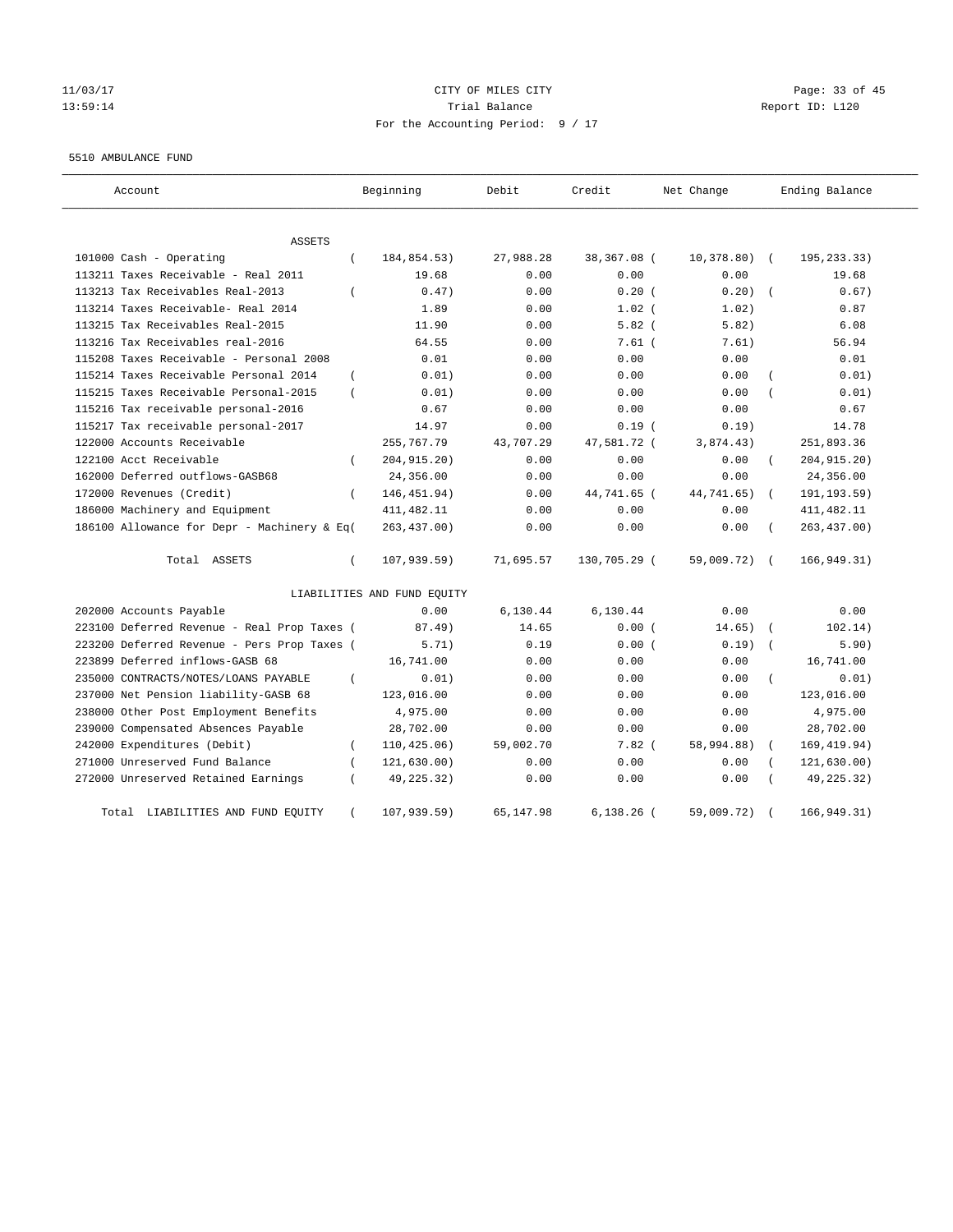11/03/17 CITY OF MILES CITY
13:59:14 Trial Balance Report ID: L120
For the Accounting Period: 9 / 17

5510 AMBULANCE FUND

| Account | Beginning | Debit | Credit | Net Change | Ending Balance |
|---|---|---|---|---|---|
| ASSETS | | | | | |
| 101000 Cash - Operating | ( 184,854.53) | 27,988.28 | 38,367.08 | ( 10,378.80) | ( 195,233.33) |
| 113211 Taxes Receivable - Real 2011 | 19.68 | 0.00 | 0.00 | 0.00 | 19.68 |
| 113213 Tax Receivables Real-2013 | ( 0.47) | 0.00 | 0.20 | ( 0.20) | ( 0.67) |
| 113214 Taxes Receivable- Real 2014 | 1.89 | 0.00 | 1.02 | ( 1.02) | 0.87 |
| 113215 Tax Receivables Real-2015 | 11.90 | 0.00 | 5.82 | ( 5.82) | 6.08 |
| 113216 Tax Receivables real-2016 | 64.55 | 0.00 | 7.61 | ( 7.61) | 56.94 |
| 115208 Taxes Receivable - Personal 2008 | 0.01 | 0.00 | 0.00 | 0.00 | 0.01 |
| 115214 Taxes Receivable Personal 2014 | ( 0.01) | 0.00 | 0.00 | 0.00 | ( 0.01) |
| 115215 Taxes Receivable Personal-2015 | ( 0.01) | 0.00 | 0.00 | 0.00 | ( 0.01) |
| 115216 Tax receivable personal-2016 | 0.67 | 0.00 | 0.00 | 0.00 | 0.67 |
| 115217 Tax receivable personal-2017 | 14.97 | 0.00 | 0.19 | ( 0.19) | 14.78 |
| 122000 Accounts Receivable | 255,767.79 | 43,707.29 | 47,581.72 | ( 3,874.43) | 251,893.36 |
| 122100 Acct Receivable | ( 204,915.20) | 0.00 | 0.00 | 0.00 | ( 204,915.20) |
| 162000 Deferred outflows-GASB68 | 24,356.00 | 0.00 | 0.00 | 0.00 | 24,356.00 |
| 172000 Revenues (Credit) | ( 146,451.94) | 0.00 | 44,741.65 | ( 44,741.65) | ( 191,193.59) |
| 186000 Machinery and Equipment | 411,482.11 | 0.00 | 0.00 | 0.00 | 411,482.11 |
| 186100 Allowance for Depr - Machinery & Eq | ( 263,437.00) | 0.00 | 0.00 | 0.00 | ( 263,437.00) |
| Total ASSETS | ( 107,939.59) | 71,695.57 | 130,705.29 | ( 59,009.72) | ( 166,949.31) |
| LIABILITIES AND FUND EQUITY | | | | | |
| 202000 Accounts Payable | 0.00 | 6,130.44 | 6,130.44 | 0.00 | 0.00 |
| 223100 Deferred Revenue - Real Prop Taxes | ( 87.49) | 14.65 | 0.00 | ( 14.65) | ( 102.14) |
| 223200 Deferred Revenue - Pers Prop Taxes | ( 5.71) | 0.19 | 0.00 | ( 0.19) | ( 5.90) |
| 223899 Deferred inflows-GASB 68 | 16,741.00 | 0.00 | 0.00 | 0.00 | 16,741.00 |
| 235000 CONTRACTS/NOTES/LOANS PAYABLE | ( 0.01) | 0.00 | 0.00 | 0.00 | ( 0.01) |
| 237000 Net Pension liability-GASB 68 | 123,016.00 | 0.00 | 0.00 | 0.00 | 123,016.00 |
| 238000 Other Post Employment Benefits | 4,975.00 | 0.00 | 0.00 | 0.00 | 4,975.00 |
| 239000 Compensated Absences Payable | 28,702.00 | 0.00 | 0.00 | 0.00 | 28,702.00 |
| 242000 Expenditures (Debit) | ( 110,425.06) | 59,002.70 | 7.82 | ( 58,994.88) | ( 169,419.94) |
| 271000 Unreserved Fund Balance | ( 121,630.00) | 0.00 | 0.00 | 0.00 | ( 121,630.00) |
| 272000 Unreserved Retained Earnings | ( 49,225.32) | 0.00 | 0.00 | 0.00 | ( 49,225.32) |
| Total LIABILITIES AND FUND EQUITY | ( 107,939.59) | 65,147.98 | 6,138.26 | ( 59,009.72) | ( 166,949.31) |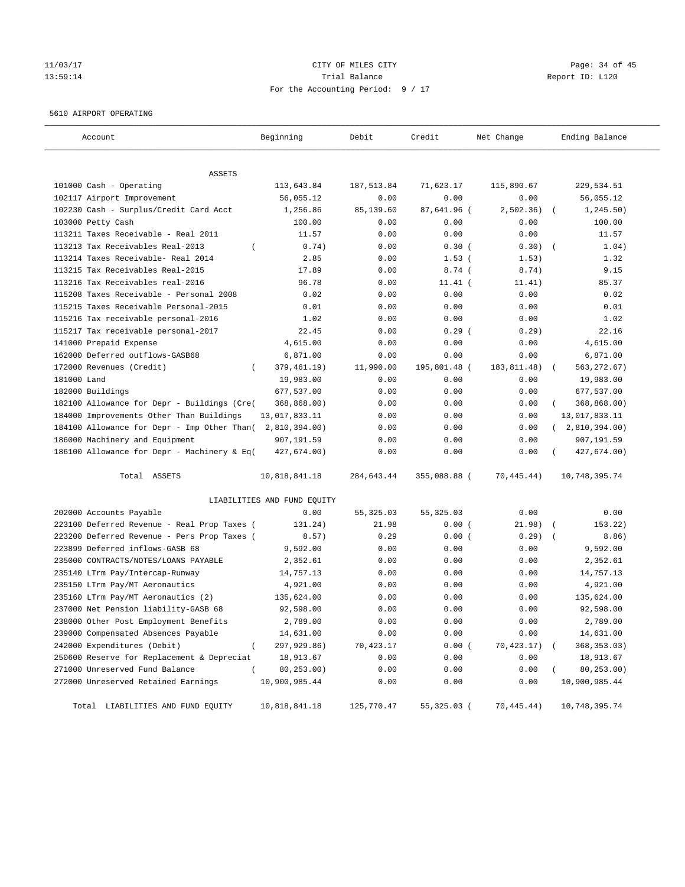11/03/17 CITY OF MILES CITY

13:59:14 Trial Balance Report ID: L120

For the Accounting Period: 9 / 17

5610 AIRPORT OPERATING

| Account | Beginning | Debit | Credit | Net Change | Ending Balance |
|---|---|---|---|---|---|
| ASSETS | | | | | |
| 101000 Cash - Operating | 113,643.84 | 187,513.84 | 71,623.17 | 115,890.67 | 229,534.51 |
| 102117 Airport Improvement | 56,055.12 | 0.00 | 0.00 | 0.00 | 56,055.12 |
| 102230 Cash - Surplus/Credit Card Acct | 1,256.86 | 85,139.60 | 87,641.96 | ( 2,502.36) | ( 1,245.50) |
| 103000 Petty Cash | 100.00 | 0.00 | 0.00 | 0.00 | 100.00 |
| 113211 Taxes Receivable - Real 2011 | 11.57 | 0.00 | 0.00 | 0.00 | 11.57 |
| 113213 Tax Receivables Real-2013 | ( 0.74) | 0.00 | 0.30 | ( 0.30) | ( 1.04) |
| 113214 Taxes Receivable- Real 2014 | 2.85 | 0.00 | 1.53 | ( 1.53) | 1.32 |
| 113215 Tax Receivables Real-2015 | 17.89 | 0.00 | 8.74 | ( 8.74) | 9.15 |
| 113216 Tax Receivables real-2016 | 96.78 | 0.00 | 11.41 | ( 11.41) | 85.37 |
| 115208 Taxes Receivable - Personal 2008 | 0.02 | 0.00 | 0.00 | 0.00 | 0.02 |
| 115215 Taxes Receivable Personal-2015 | 0.01 | 0.00 | 0.00 | 0.00 | 0.01 |
| 115216 Tax receivable personal-2016 | 1.02 | 0.00 | 0.00 | 0.00 | 1.02 |
| 115217 Tax receivable personal-2017 | 22.45 | 0.00 | 0.29 | ( 0.29) | 22.16 |
| 141000 Prepaid Expense | 4,615.00 | 0.00 | 0.00 | 0.00 | 4,615.00 |
| 162000 Deferred outflows-GASB68 | 6,871.00 | 0.00 | 0.00 | 0.00 | 6,871.00 |
| 172000 Revenues (Credit) | ( 379,461.19) | 11,990.00 | 195,801.48 | ( 183,811.48) | ( 563,272.67) |
| 181000 Land | 19,983.00 | 0.00 | 0.00 | 0.00 | 19,983.00 |
| 182000 Buildings | 677,537.00 | 0.00 | 0.00 | 0.00 | 677,537.00 |
| 182100 Allowance for Depr - Buildings (Cre( | 368,868.00) | 0.00 | 0.00 | 0.00 | ( 368,868.00) |
| 184000 Improvements Other Than Buildings | 13,017,833.11 | 0.00 | 0.00 | 0.00 | 13,017,833.11 |
| 184100 Allowance for Depr - Imp Other Than( | 2,810,394.00) | 0.00 | 0.00 | 0.00 | ( 2,810,394.00) |
| 186000 Machinery and Equipment | 907,191.59 | 0.00 | 0.00 | 0.00 | 907,191.59 |
| 186100 Allowance for Depr - Machinery & Eq( | 427,674.00) | 0.00 | 0.00 | 0.00 | ( 427,674.00) |
| Total ASSETS | 10,818,841.18 | 284,643.44 | 355,088.88 | ( 70,445.44) | 10,748,395.74 |
| LIABILITIES AND FUND EQUITY | | | | | |
| 202000 Accounts Payable | 0.00 | 55,325.03 | 55,325.03 | 0.00 | 0.00 |
| 223100 Deferred Revenue - Real Prop Taxes ( | 131.24) | 21.98 | 0.00 | ( 21.98) | ( 153.22) |
| 223200 Deferred Revenue - Pers Prop Taxes ( | 8.57) | 0.29 | 0.00 | ( 0.29) | ( 8.86) |
| 223899 Deferred inflows-GASB 68 | 9,592.00 | 0.00 | 0.00 | 0.00 | 9,592.00 |
| 235000 CONTRACTS/NOTES/LOANS PAYABLE | 2,352.61 | 0.00 | 0.00 | 0.00 | 2,352.61 |
| 235140 LTrm Pay/Intercap-Runway | 14,757.13 | 0.00 | 0.00 | 0.00 | 14,757.13 |
| 235150 LTrm Pay/MT Aeronautics | 4,921.00 | 0.00 | 0.00 | 0.00 | 4,921.00 |
| 235160 LTrm Pay/MT Aeronautics (2) | 135,624.00 | 0.00 | 0.00 | 0.00 | 135,624.00 |
| 237000 Net Pension liability-GASB 68 | 92,598.00 | 0.00 | 0.00 | 0.00 | 92,598.00 |
| 238000 Other Post Employment Benefits | 2,789.00 | 0.00 | 0.00 | 0.00 | 2,789.00 |
| 239000 Compensated Absences Payable | 14,631.00 | 0.00 | 0.00 | 0.00 | 14,631.00 |
| 242000 Expenditures (Debit) | ( 297,929.86) | 70,423.17 | 0.00 | ( 70,423.17) | ( 368,353.03) |
| 250600 Reserve for Replacement & Depreciat | 18,913.67 | 0.00 | 0.00 | 0.00 | 18,913.67 |
| 271000 Unreserved Fund Balance | ( 80,253.00) | 0.00 | 0.00 | 0.00 | ( 80,253.00) |
| 272000 Unreserved Retained Earnings | 10,900,985.44 | 0.00 | 0.00 | 0.00 | 10,900,985.44 |
| Total LIABILITIES AND FUND EQUITY | 10,818,841.18 | 125,770.47 | 55,325.03 | ( 70,445.44) | 10,748,395.74 |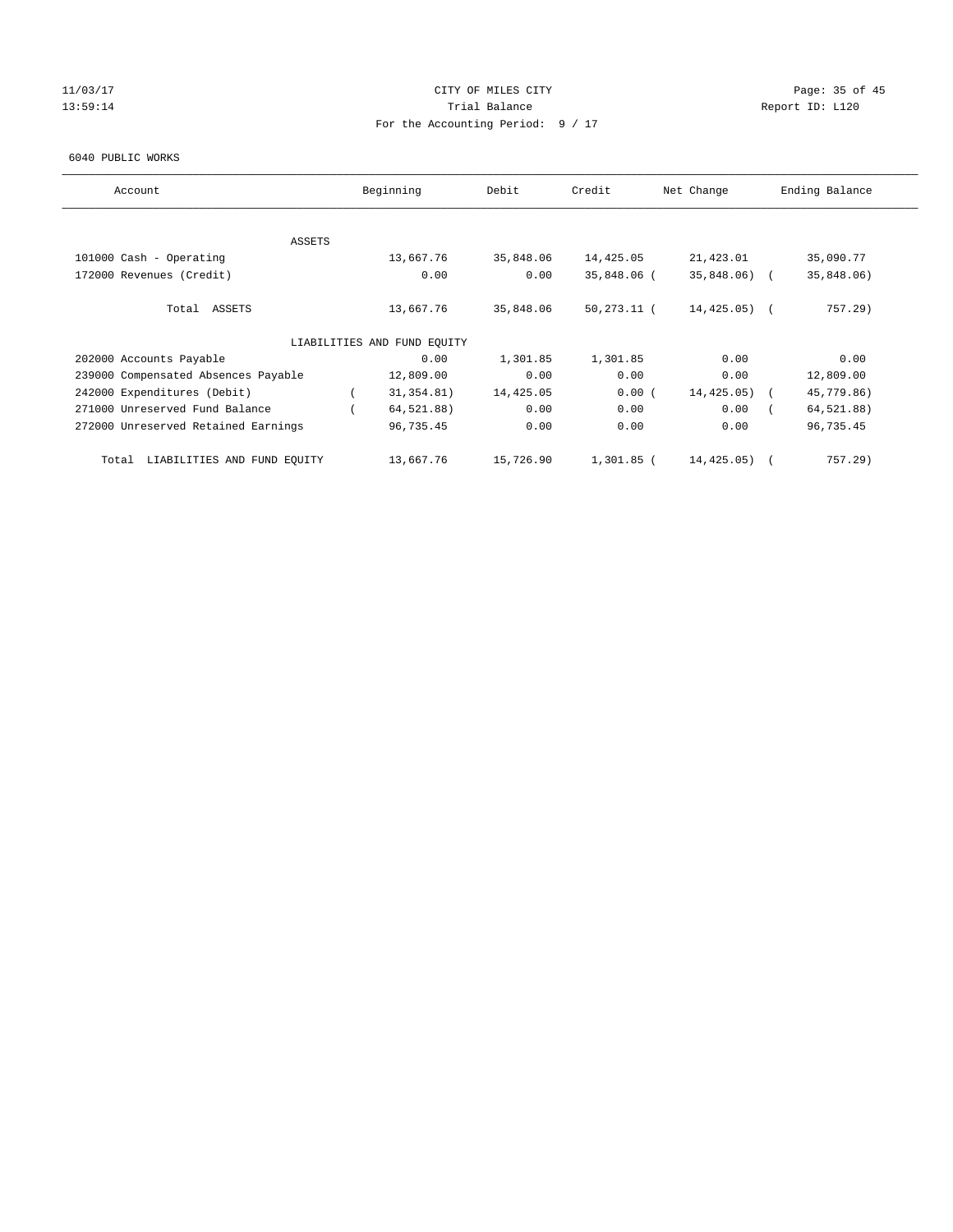CITY OF MILES CITY

Trial Balance

For the Accounting Period: 9 / 17

11/03/17 13:59:14

Report ID: L120

6040 PUBLIC WORKS

| Account | Beginning | Debit | Credit | Net Change | Ending Balance |
|---|---|---|---|---|---|
| ASSETS | | | | | |
| 101000 Cash - Operating | 13,667.76 | 35,848.06 | 14,425.05 | 21,423.01 | 35,090.77 |
| 172000 Revenues (Credit) | 0.00 | 0.00 | 35,848.06 | ( 35,848.06) | ( 35,848.06) |
| Total ASSETS | 13,667.76 | 35,848.06 | 50,273.11 | ( 14,425.05) | ( 757.29) |
| LIABILITIES AND FUND EQUITY | | | | | |
| 202000 Accounts Payable | 0.00 | 1,301.85 | 1,301.85 | 0.00 | 0.00 |
| 239000 Compensated Absences Payable | 12,809.00 | 0.00 | 0.00 | 0.00 | 12,809.00 |
| 242000 Expenditures (Debit) | ( 31,354.81) | 14,425.05 | 0.00 | ( 14,425.05) | ( 45,779.86) |
| 271000 Unreserved Fund Balance | ( 64,521.88) | 0.00 | 0.00 | 0.00 | ( 64,521.88) |
| 272000 Unreserved Retained Earnings | 96,735.45 | 0.00 | 0.00 | 0.00 | 96,735.45 |
| Total LIABILITIES AND FUND EQUITY | 13,667.76 | 15,726.90 | 1,301.85 | ( 14,425.05) | ( 757.29) |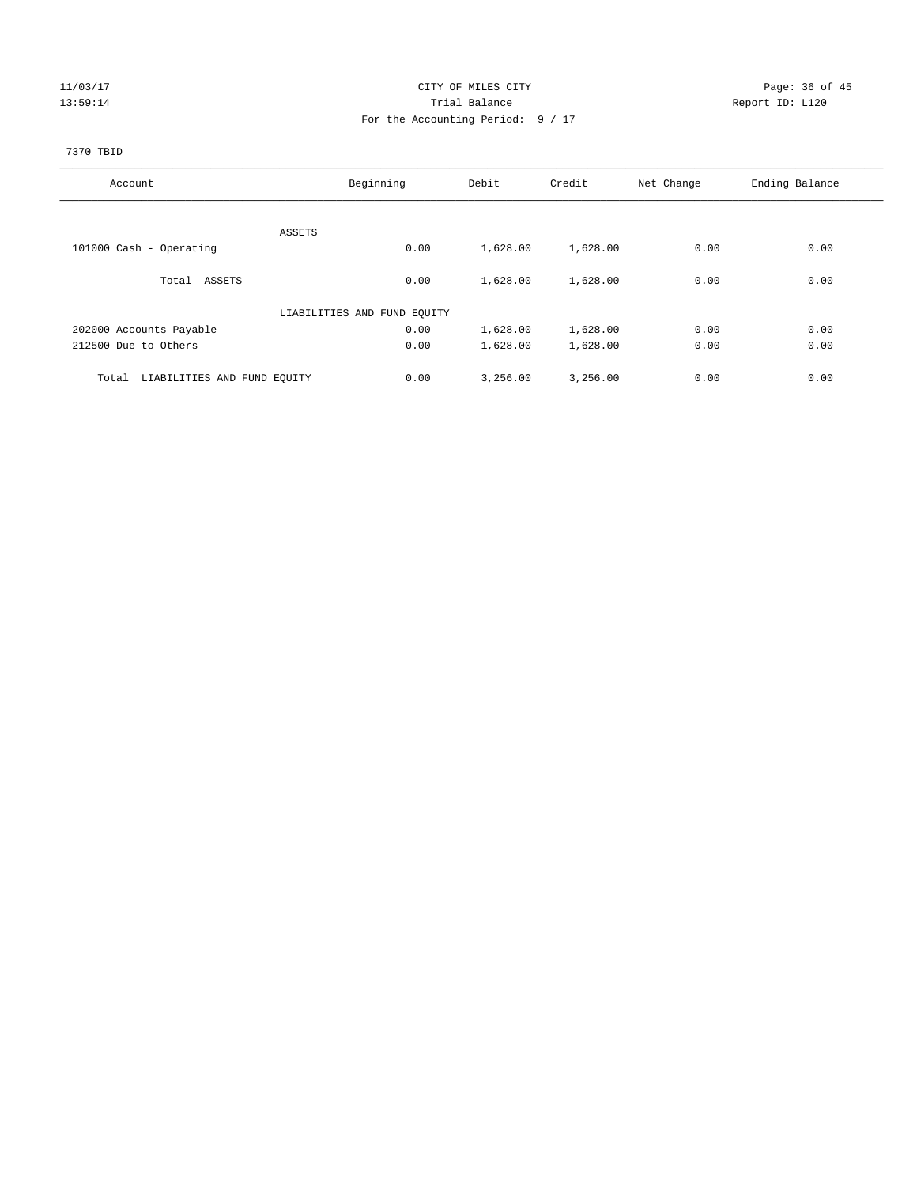11/03/17 CITY OF MILES CITY
13:59:14 Trial Balance Report ID: L120
For the Accounting Period: 9 / 17

7370 TBID

| Account | Beginning | Debit | Credit | Net Change | Ending Balance |
|---|---|---|---|---|---|
| ASSETS | | | | | |
| 101000 Cash - Operating | 0.00 | 1,628.00 | 1,628.00 | 0.00 | 0.00 |
| Total ASSETS | 0.00 | 1,628.00 | 1,628.00 | 0.00 | 0.00 |
| LIABILITIES AND FUND EQUITY | | | | | |
| 202000 Accounts Payable | 0.00 | 1,628.00 | 1,628.00 | 0.00 | 0.00 |
| 212500 Due to Others | 0.00 | 1,628.00 | 1,628.00 | 0.00 | 0.00 |
| Total LIABILITIES AND FUND EQUITY | 0.00 | 3,256.00 | 3,256.00 | 0.00 | 0.00 |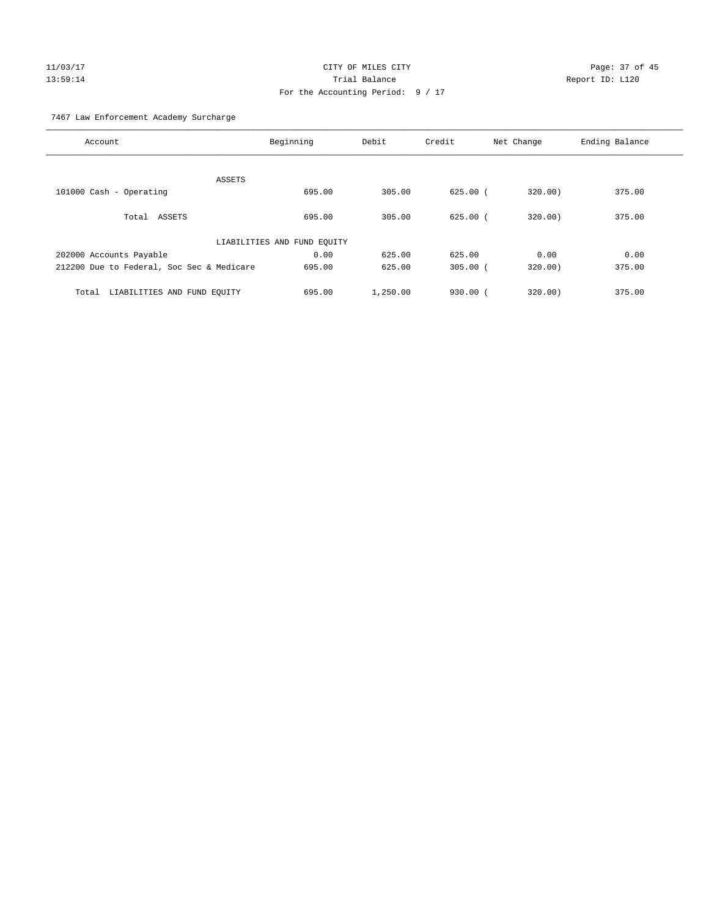CITY OF MILES CITY
Trial Balance
For the Accounting Period: 9 / 17

11/03/17 13:59:14 Report ID: L120

7467 Law Enforcement Academy Surcharge

| Account | Beginning | Debit | Credit | Net Change | Ending Balance |
|---|---|---|---|---|---|
| ASSETS | | | | | |
| 101000 Cash - Operating | 695.00 | 305.00 | 625.00 | ( 320.00) | 375.00 |
| Total ASSETS | 695.00 | 305.00 | 625.00 | ( 320.00) | 375.00 |
| LIABILITIES AND FUND EQUITY | | | | | |
| 202000 Accounts Payable | 0.00 | 625.00 | 625.00 | 0.00 | 0.00 |
| 212200 Due to Federal, Soc Sec & Medicare | 695.00 | 625.00 | 305.00 | ( 320.00) | 375.00 |
| Total LIABILITIES AND FUND EQUITY | 695.00 | 1,250.00 | 930.00 | ( 320.00) | 375.00 |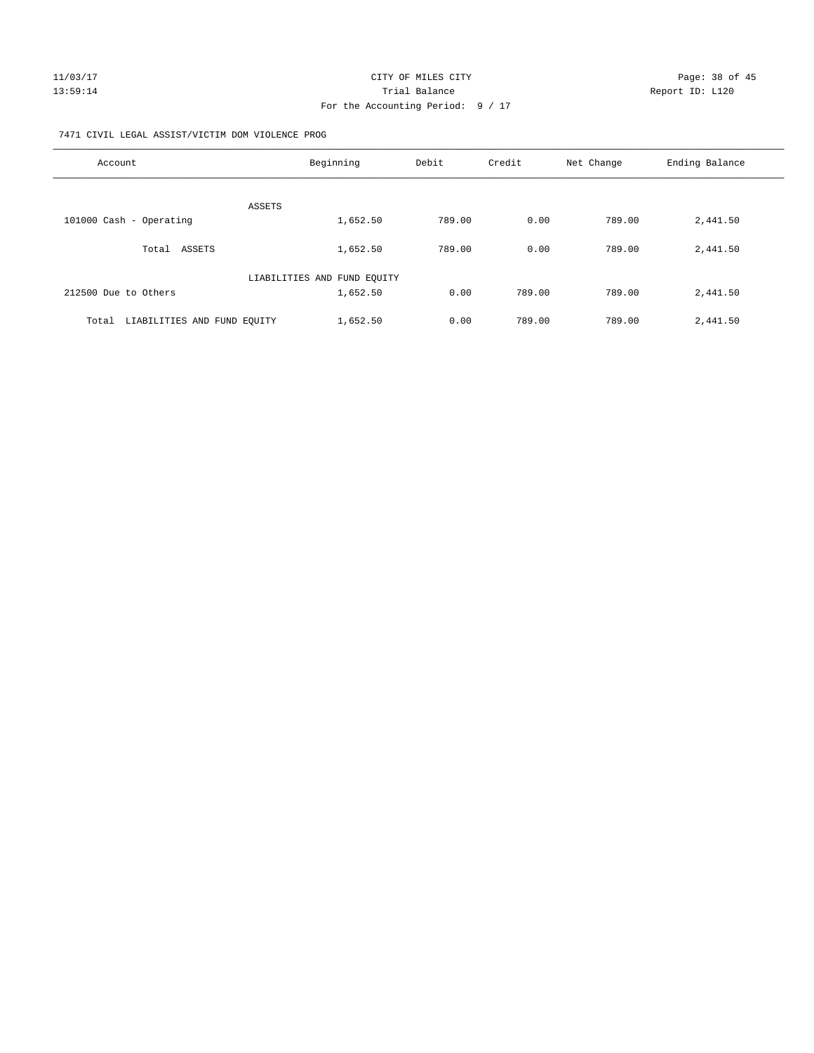CITY OF MILES CITY

Trial Balance

For the Accounting Period: 9 / 17

11/03/17 13:59:14 — Report ID: L120

7471 CIVIL LEGAL ASSIST/VICTIM DOM VIOLENCE PROG

| Account | Beginning | Debit | Credit | Net Change | Ending Balance |
|---|---|---|---|---|---|
| ASSETS | | | | | |
| 101000 Cash - Operating | 1,652.50 | 789.00 | 0.00 | 789.00 | 2,441.50 |
| Total ASSETS | 1,652.50 | 789.00 | 0.00 | 789.00 | 2,441.50 |
| LIABILITIES AND FUND EQUITY | | | | | |
| 212500 Due to Others | 1,652.50 | 0.00 | 789.00 | 789.00 | 2,441.50 |
| Total LIABILITIES AND FUND EQUITY | 1,652.50 | 0.00 | 789.00 | 789.00 | 2,441.50 |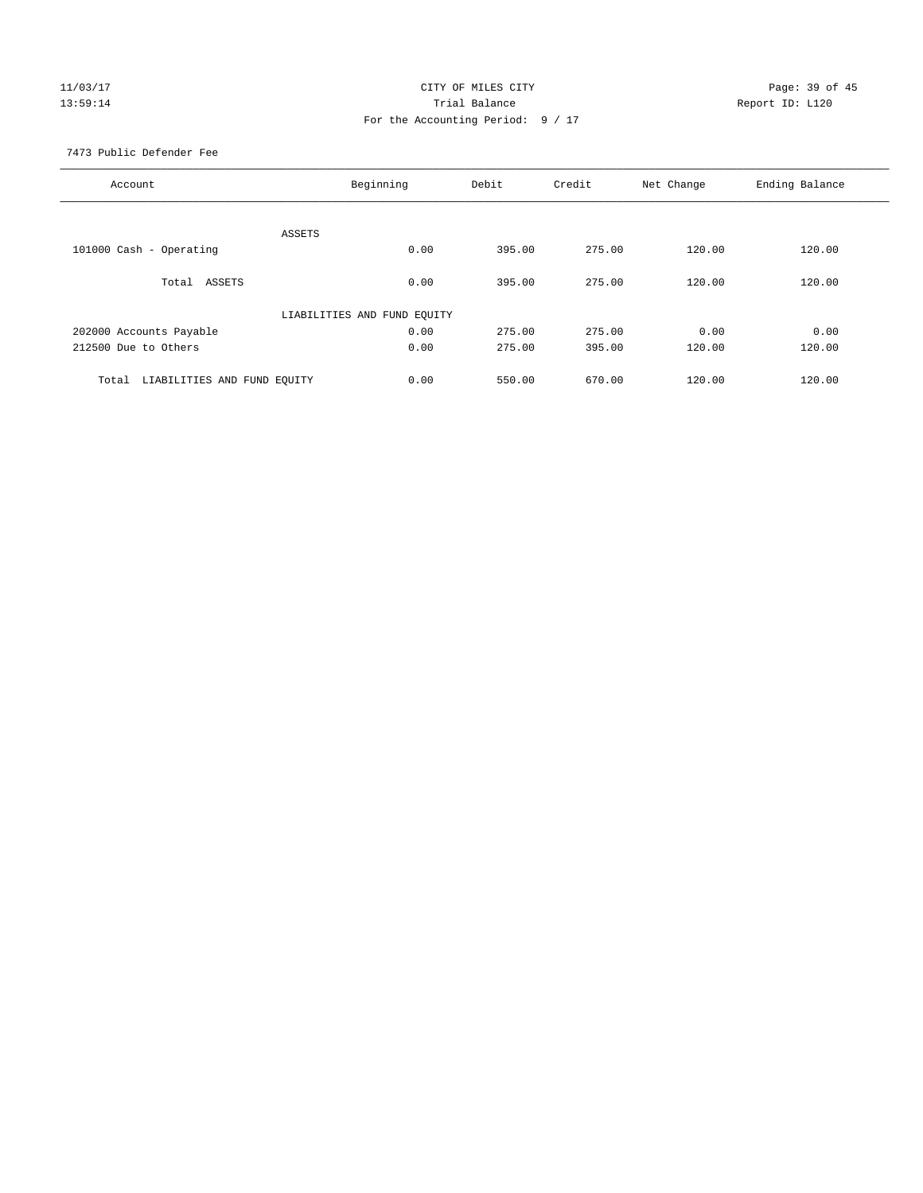CITY OF MILES CITY

Trial Balance

For the Accounting Period: 9 / 17

11/03/17
13:59:14

Report ID: L120

7473 Public Defender Fee

| Account | Beginning | Debit | Credit | Net Change | Ending Balance |
|---|---|---|---|---|---|
| ASSETS | | | | | |
| 101000 Cash - Operating | 0.00 | 395.00 | 275.00 | 120.00 | 120.00 |
| Total ASSETS | 0.00 | 395.00 | 275.00 | 120.00 | 120.00 |
| LIABILITIES AND FUND EQUITY | | | | | |
| 202000 Accounts Payable | 0.00 | 275.00 | 275.00 | 0.00 | 0.00 |
| 212500 Due to Others | 0.00 | 275.00 | 395.00 | 120.00 | 120.00 |
| Total LIABILITIES AND FUND EQUITY | 0.00 | 550.00 | 670.00 | 120.00 | 120.00 |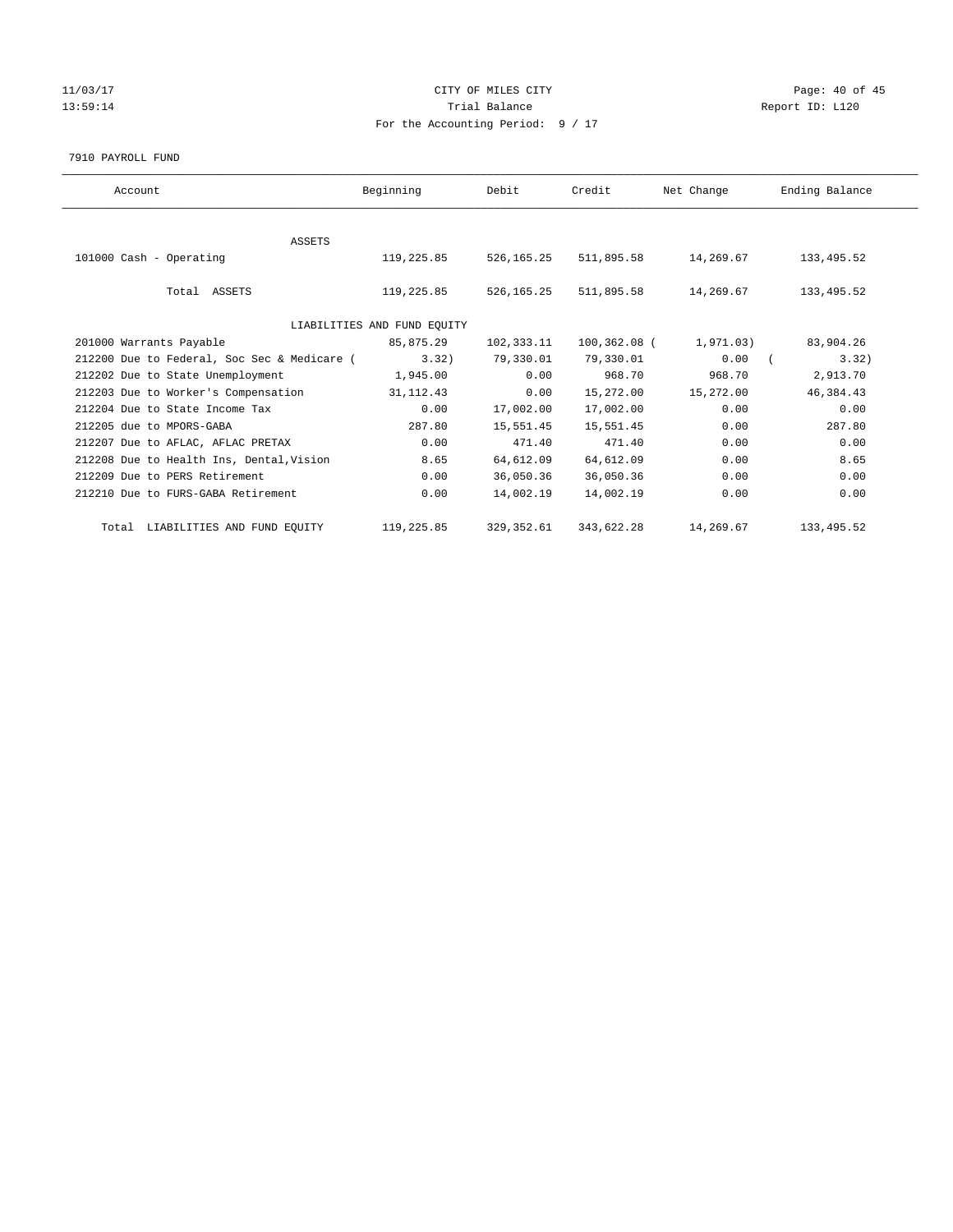CITY OF MILES CITY

Trial Balance

For the Accounting Period: 9 / 17

11/03/17
13:59:14

Report ID: L120

7910 PAYROLL FUND

| Account | Beginning | Debit | Credit | Net Change | Ending Balance |
|---|---|---|---|---|---|
| ASSETS | | | | | |
| 101000 Cash - Operating | 119,225.85 | 526,165.25 | 511,895.58 | 14,269.67 | 133,495.52 |
| Total ASSETS | 119,225.85 | 526,165.25 | 511,895.58 | 14,269.67 | 133,495.52 |
| LIABILITIES AND FUND EQUITY | | | | | |
| 201000 Warrants Payable | 85,875.29 | 102,333.11 | 100,362.08 | ( 1,971.03) | 83,904.26 |
| 212200 Due to Federal, Soc Sec & Medicare | ( 3.32) | 79,330.01 | 79,330.01 | 0.00 | ( 3.32) |
| 212202 Due to State Unemployment | 1,945.00 | 0.00 | 968.70 | 968.70 | 2,913.70 |
| 212203 Due to Worker's Compensation | 31,112.43 | 0.00 | 15,272.00 | 15,272.00 | 46,384.43 |
| 212204 Due to State Income Tax | 0.00 | 17,002.00 | 17,002.00 | 0.00 | 0.00 |
| 212205 due to MPORS-GABA | 287.80 | 15,551.45 | 15,551.45 | 0.00 | 287.80 |
| 212207 Due to AFLAC, AFLAC PRETAX | 0.00 | 471.40 | 471.40 | 0.00 | 0.00 |
| 212208 Due to Health Ins, Dental,Vision | 8.65 | 64,612.09 | 64,612.09 | 0.00 | 8.65 |
| 212209 Due to PERS Retirement | 0.00 | 36,050.36 | 36,050.36 | 0.00 | 0.00 |
| 212210 Due to FURS-GABA Retirement | 0.00 | 14,002.19 | 14,002.19 | 0.00 | 0.00 |
| Total LIABILITIES AND FUND EQUITY | 119,225.85 | 329,352.61 | 343,622.28 | 14,269.67 | 133,495.52 |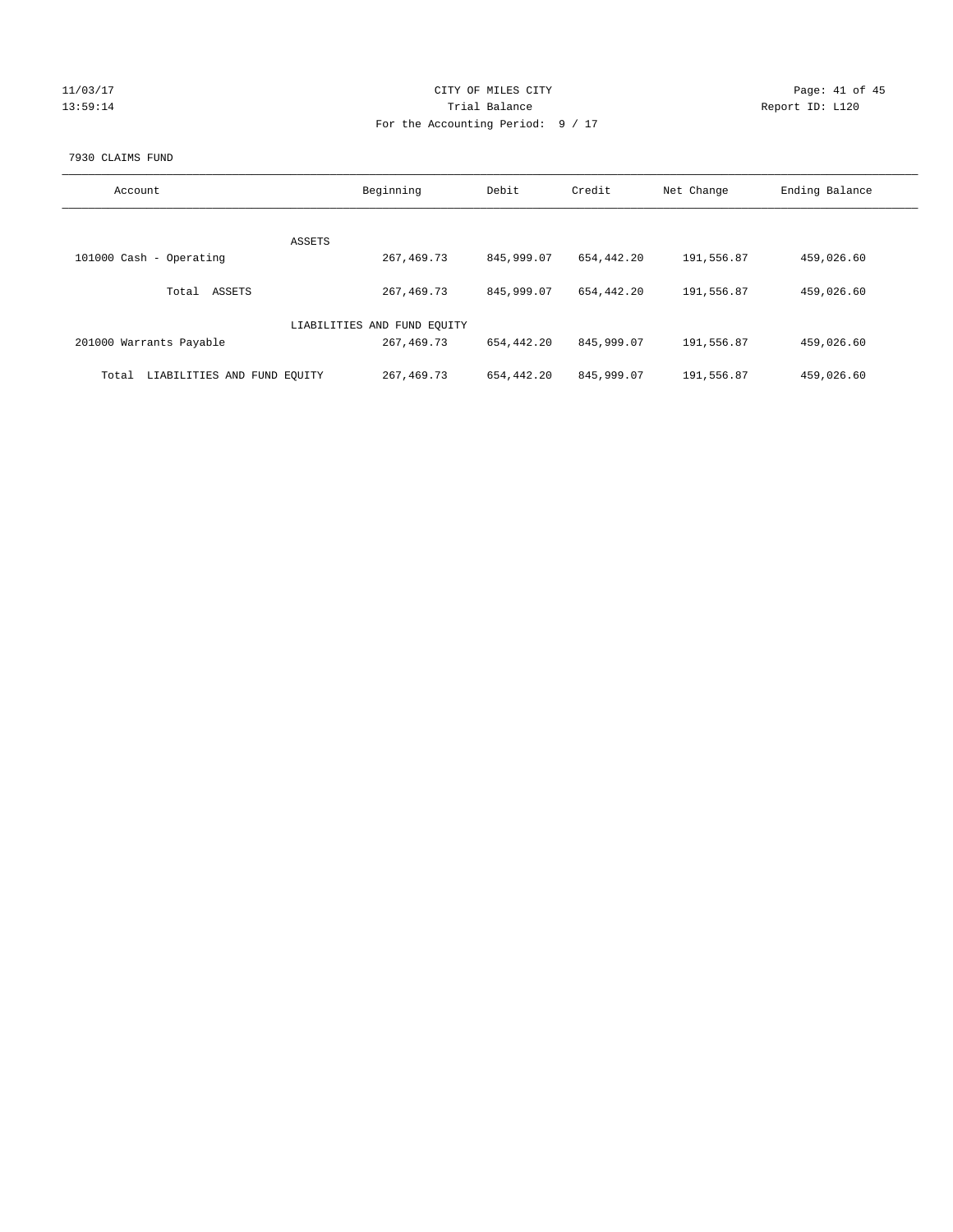CITY OF MILES CITY
Trial Balance
For the Accounting Period: 9 / 17

11/03/17
13:59:14

Report ID: L120

7930 CLAIMS FUND

| Account | Beginning | Debit | Credit | Net Change | Ending Balance |
|---|---|---|---|---|---|
| ASSETS | | | | | |
| 101000 Cash - Operating | 267,469.73 | 845,999.07 | 654,442.20 | 191,556.87 | 459,026.60 |
| Total ASSETS | 267,469.73 | 845,999.07 | 654,442.20 | 191,556.87 | 459,026.60 |
| LIABILITIES AND FUND EQUITY | | | | | |
| 201000 Warrants Payable | 267,469.73 | 654,442.20 | 845,999.07 | 191,556.87 | 459,026.60 |
| Total LIABILITIES AND FUND EQUITY | 267,469.73 | 654,442.20 | 845,999.07 | 191,556.87 | 459,026.60 |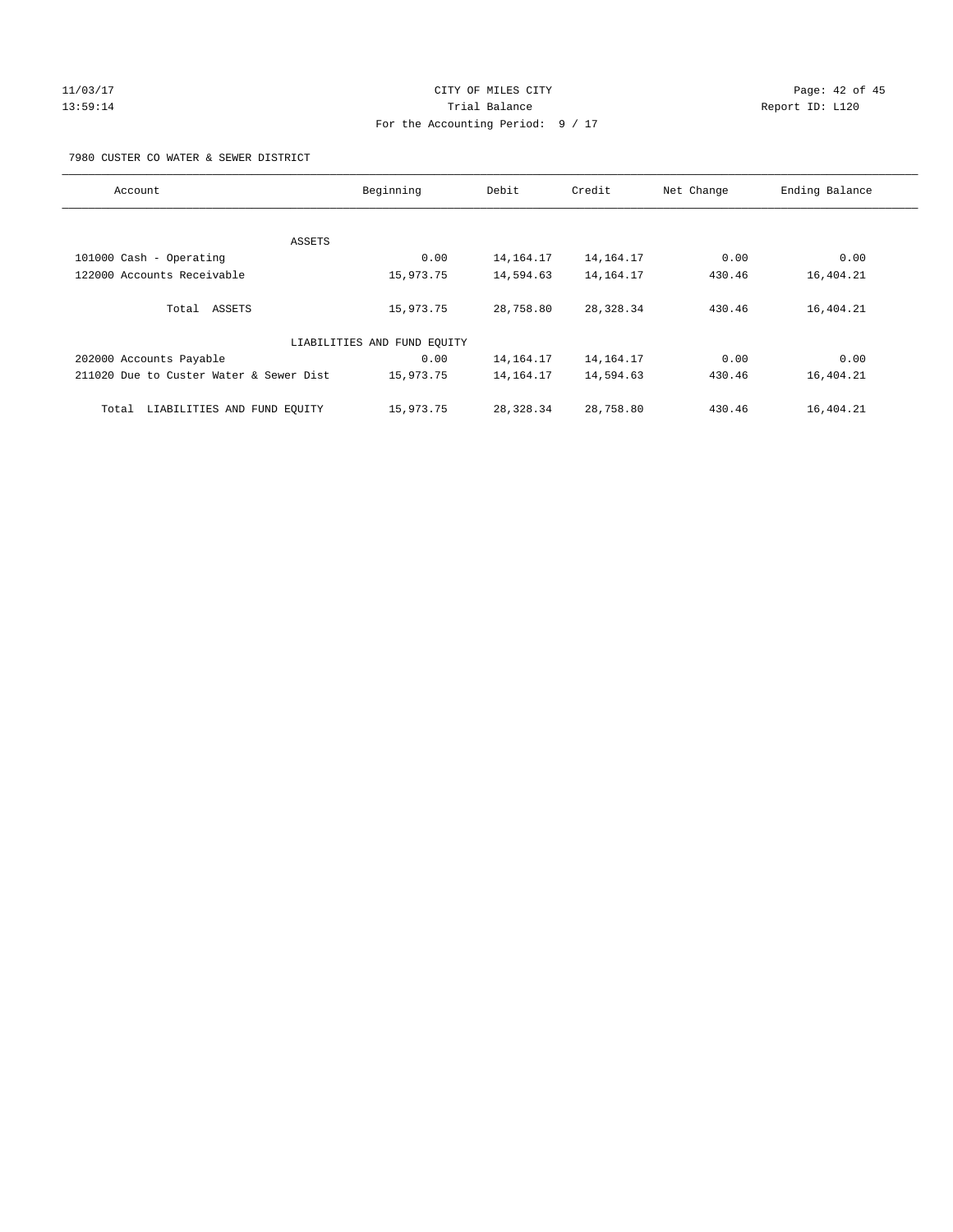CITY OF MILES CITY

Trial Balance

For the Accounting Period: 9 / 17

11/03/17
13:59:14

Report ID: L120

7980 CUSTER CO WATER & SEWER DISTRICT

| Account | Beginning | Debit | Credit | Net Change | Ending Balance |
|---|---|---|---|---|---|
| ASSETS | | | | | |
| 101000 Cash - Operating | 0.00 | 14,164.17 | 14,164.17 | 0.00 | 0.00 |
| 122000 Accounts Receivable | 15,973.75 | 14,594.63 | 14,164.17 | 430.46 | 16,404.21 |
| Total ASSETS | 15,973.75 | 28,758.80 | 28,328.34 | 430.46 | 16,404.21 |
| LIABILITIES AND FUND EQUITY | | | | | |
| 202000 Accounts Payable | 0.00 | 14,164.17 | 14,164.17 | 0.00 | 0.00 |
| 211020 Due to Custer Water & Sewer Dist | 15,973.75 | 14,164.17 | 14,594.63 | 430.46 | 16,404.21 |
| Total LIABILITIES AND FUND EQUITY | 15,973.75 | 28,328.34 | 28,758.80 | 430.46 | 16,404.21 |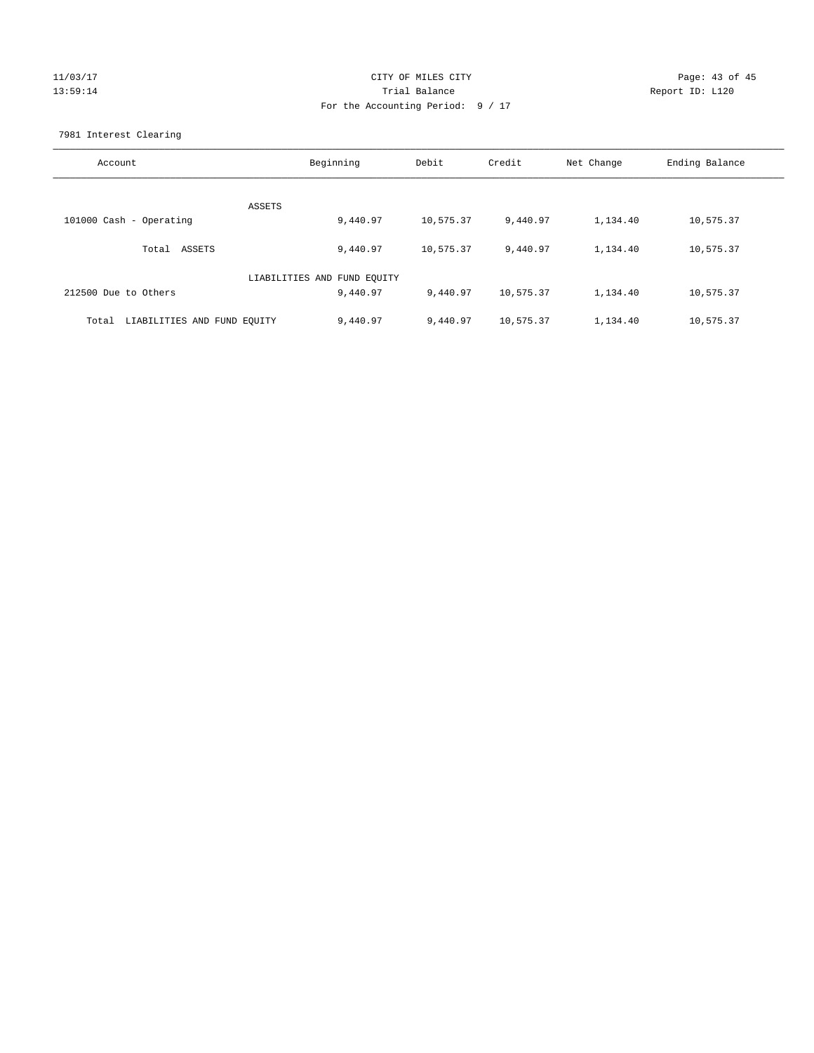CITY OF MILES CITY

Trial Balance

For the Accounting Period: 9 / 17

11/03/17 13:59:14 — Report ID: L120

7981 Interest Clearing

| Account | Beginning | Debit | Credit | Net Change | Ending Balance |
|---|---|---|---|---|---|
| ASSETS | | | | | |
| 101000 Cash - Operating | 9,440.97 | 10,575.37 | 9,440.97 | 1,134.40 | 10,575.37 |
| Total ASSETS | 9,440.97 | 10,575.37 | 9,440.97 | 1,134.40 | 10,575.37 |
| LIABILITIES AND FUND EQUITY | | | | | |
| 212500 Due to Others | 9,440.97 | 9,440.97 | 10,575.37 | 1,134.40 | 10,575.37 |
| Total LIABILITIES AND FUND EQUITY | 9,440.97 | 9,440.97 | 10,575.37 | 1,134.40 | 10,575.37 |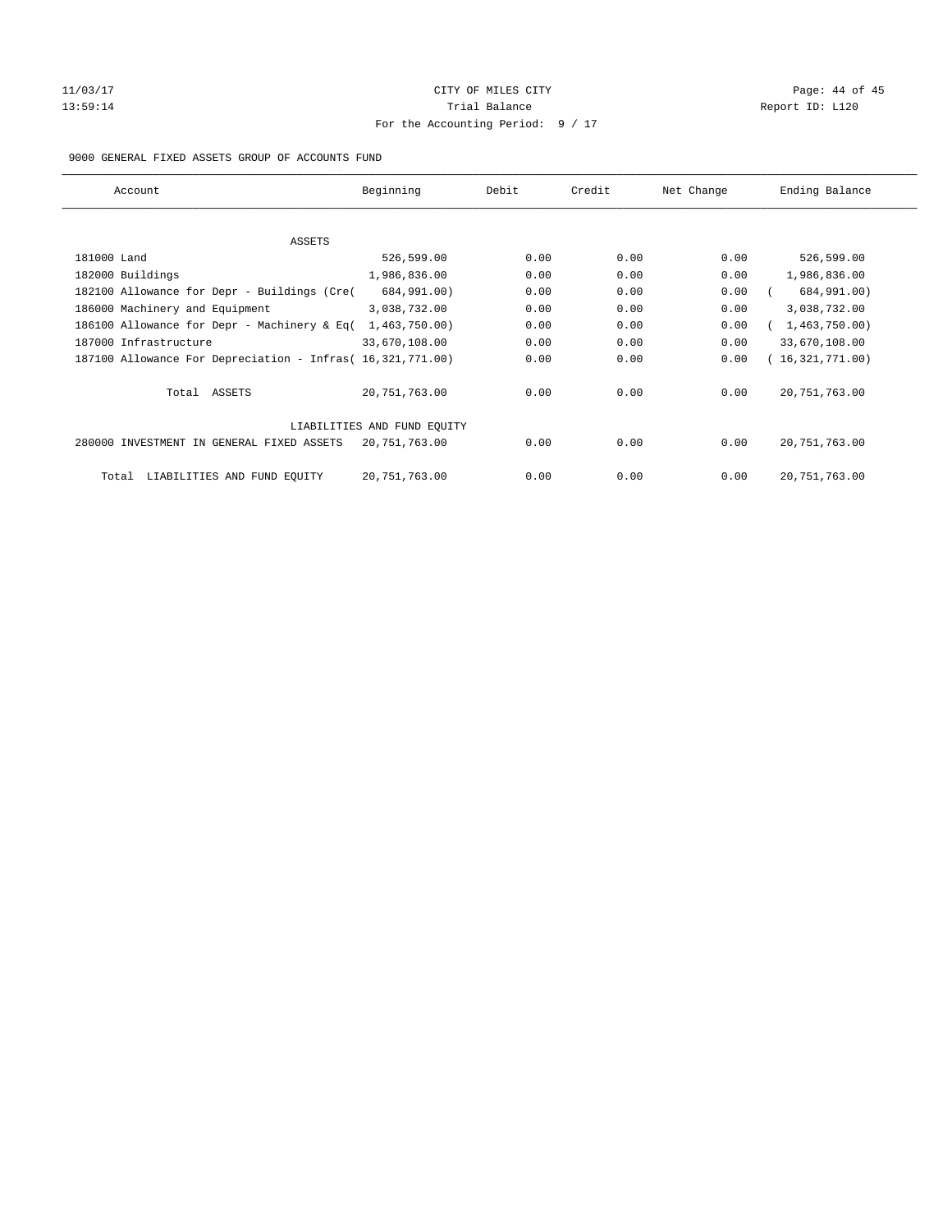11/03/17 CITY OF MILES CITY
13:59:14 Trial Balance Report ID: L120
For the Accounting Period: 9 / 17

9000 GENERAL FIXED ASSETS GROUP OF ACCOUNTS FUND

| Account | Beginning | Debit | Credit | Net Change | Ending Balance |
|---|---|---|---|---|---|
| ASSETS | | | | | |
| 181000 Land | 526,599.00 | 0.00 | 0.00 | 0.00 | 526,599.00 |
| 182000 Buildings | 1,986,836.00 | 0.00 | 0.00 | 0.00 | 1,986,836.00 |
| 182100 Allowance for Depr - Buildings (Cre( | 684,991.00) | 0.00 | 0.00 | 0.00 | ( 684,991.00) |
| 186000 Machinery and Equipment | 3,038,732.00 | 0.00 | 0.00 | 0.00 | 3,038,732.00 |
| 186100 Allowance for Depr - Machinery & Eq( | 1,463,750.00) | 0.00 | 0.00 | 0.00 | ( 1,463,750.00) |
| 187000 Infrastructure | 33,670,108.00 | 0.00 | 0.00 | 0.00 | 33,670,108.00 |
| 187100 Allowance For Depreciation - Infras( | 16,321,771.00) | 0.00 | 0.00 | 0.00 | ( 16,321,771.00) |
| Total ASSETS | 20,751,763.00 | 0.00 | 0.00 | 0.00 | 20,751,763.00 |
| LIABILITIES AND FUND EQUITY | | | | | |
| 280000 INVESTMENT IN GENERAL FIXED ASSETS | 20,751,763.00 | 0.00 | 0.00 | 0.00 | 20,751,763.00 |
| Total LIABILITIES AND FUND EQUITY | 20,751,763.00 | 0.00 | 0.00 | 0.00 | 20,751,763.00 |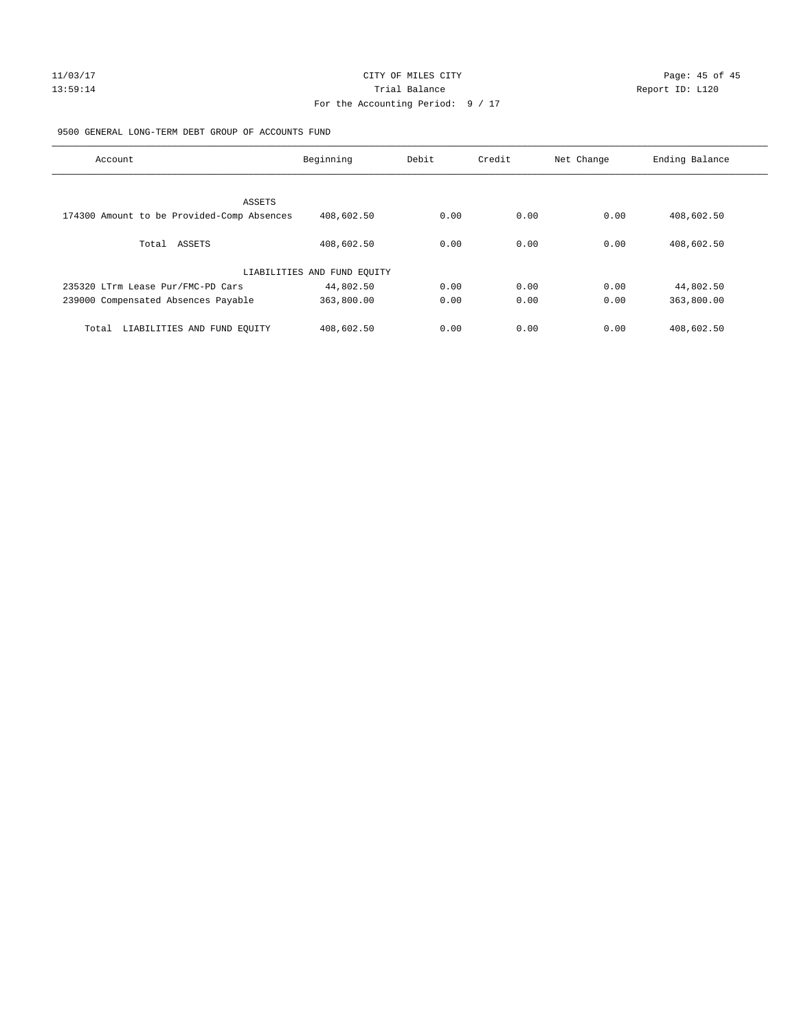CITY OF MILES CITY

Trial Balance

For the Accounting Period: 9 / 17

11/03/17

13:59:14

Report ID: L120

9500 GENERAL LONG-TERM DEBT GROUP OF ACCOUNTS FUND

| Account | Beginning | Debit | Credit | Net Change | Ending Balance |
|---|---|---|---|---|---|
| ASSETS | | | | | |
| 174300 Amount to be Provided-Comp Absences | 408,602.50 | 0.00 | 0.00 | 0.00 | 408,602.50 |
| Total ASSETS | 408,602.50 | 0.00 | 0.00 | 0.00 | 408,602.50 |
| LIABILITIES AND FUND EQUITY | | | | | |
| 235320 LTrm Lease Pur/FMC-PD Cars | 44,802.50 | 0.00 | 0.00 | 0.00 | 44,802.50 |
| 239000 Compensated Absences Payable | 363,800.00 | 0.00 | 0.00 | 0.00 | 363,800.00 |
| Total LIABILITIES AND FUND EQUITY | 408,602.50 | 0.00 | 0.00 | 0.00 | 408,602.50 |